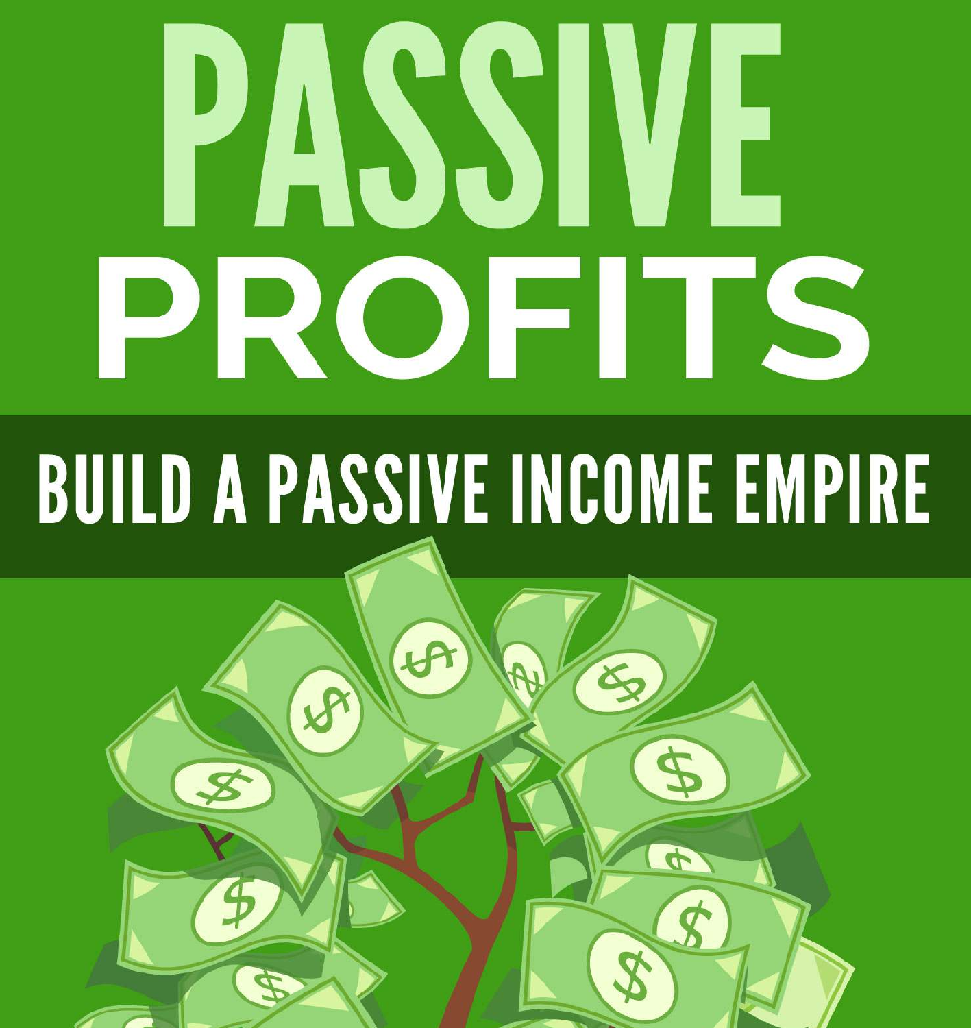# PASSIVE PROFITS

## BUILD A PASSIVE INCOME EMPIRE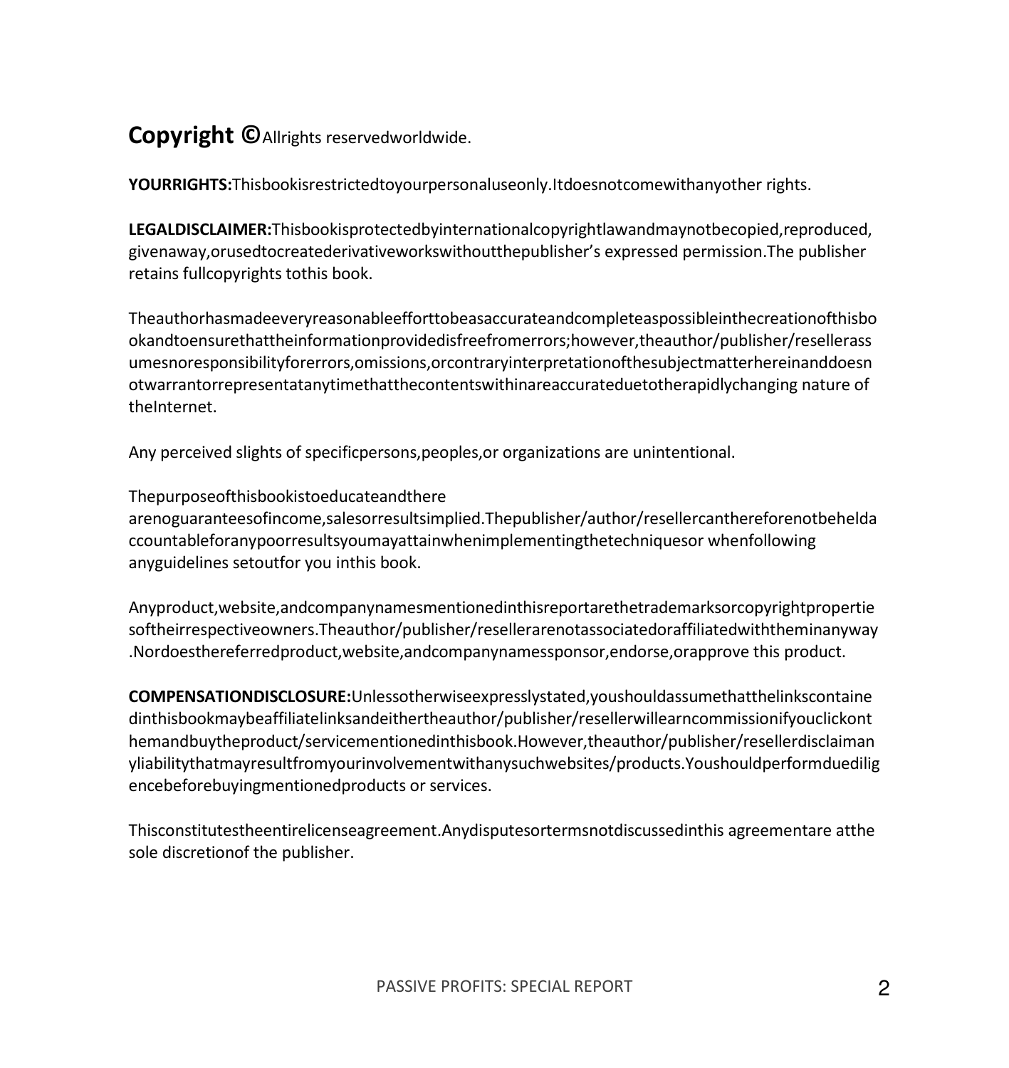**Copyright ©**Allrights reservedworldwide.

**YOURRIGHTS:**Thisbookisrestrictedtoyourpersonaluseonly.Itdoesnotcomewithanyother rights.

**LEGALDISCLAIMER:**Thisbookisprotectedbyinternationalcopyrightlawandmaynotbecopied,reproduced, givenaway,orusedtocreatederivativeworkswithoutthepublisher’s expressed permission.The publisher retains fullcopyrights tothis book.

Theauthorhasmadeeveryreasonableefforttobeasaccurateandcompleteaspossibleinthecreationofthisbookandtoensurethattheinformationprovidedisfreefromerrors;however,theauthor/publisher/resellerassumesnoresponsibilityforerrors,omissions,orcontraryinterpretationofthesubjectmatterhereinanddoesnotwarrantorrepresentatanytimethatthecontentswithinareaccurateduetotherapidlychanging nature of theInternet.

Any perceived slights of specificpersons,peoples,or organizations are unintentional.

Thepurposeofthisbookistoeducateandthere arenoguaranteesofincome,salesorresultsimplied.Thepublisher/author/resellercanthereforenotbeheldaccountableforanypoorresultsyoumayattainwhenimplementingthetechniquesor whenfollowing anyguidelines setoutfor you inthis book.

Anyproduct,website,andcompanynamesmentionedinthisreportarethetrademarksorcopyrightpropertiesoftheirrespectiveowners.Theauthor/publisher/resellerarenotassociatedoraffiliatedwiththeminanyway.Nordoesthereferredproduct,website,andcompanynamessponsor,endorse,orapprove this product.

**COMPENSATIONDISCLOSURE:**Unlessotherwiseexpresslystated,youshouldassumethatthelinkscontainedinthisbookmaybeaffiliatelinksandeithertheauthor/publisher/resellerwillearncommissionifyouclickonthemandbuytheproduct/servicementionedinthisbook.However,theauthor/publisher/resellerdisclaimanyliabilitythatmayresultfromyourinvolvementwithanysuchwebsites/products.Youshouldperformduediligencebeforebuyingmentionedproducts or services.

Thisconstitutestheentirelicenseagreement.Anydisputesortermsnotdiscussedinthis agreementare atthe sole discretionof the publisher.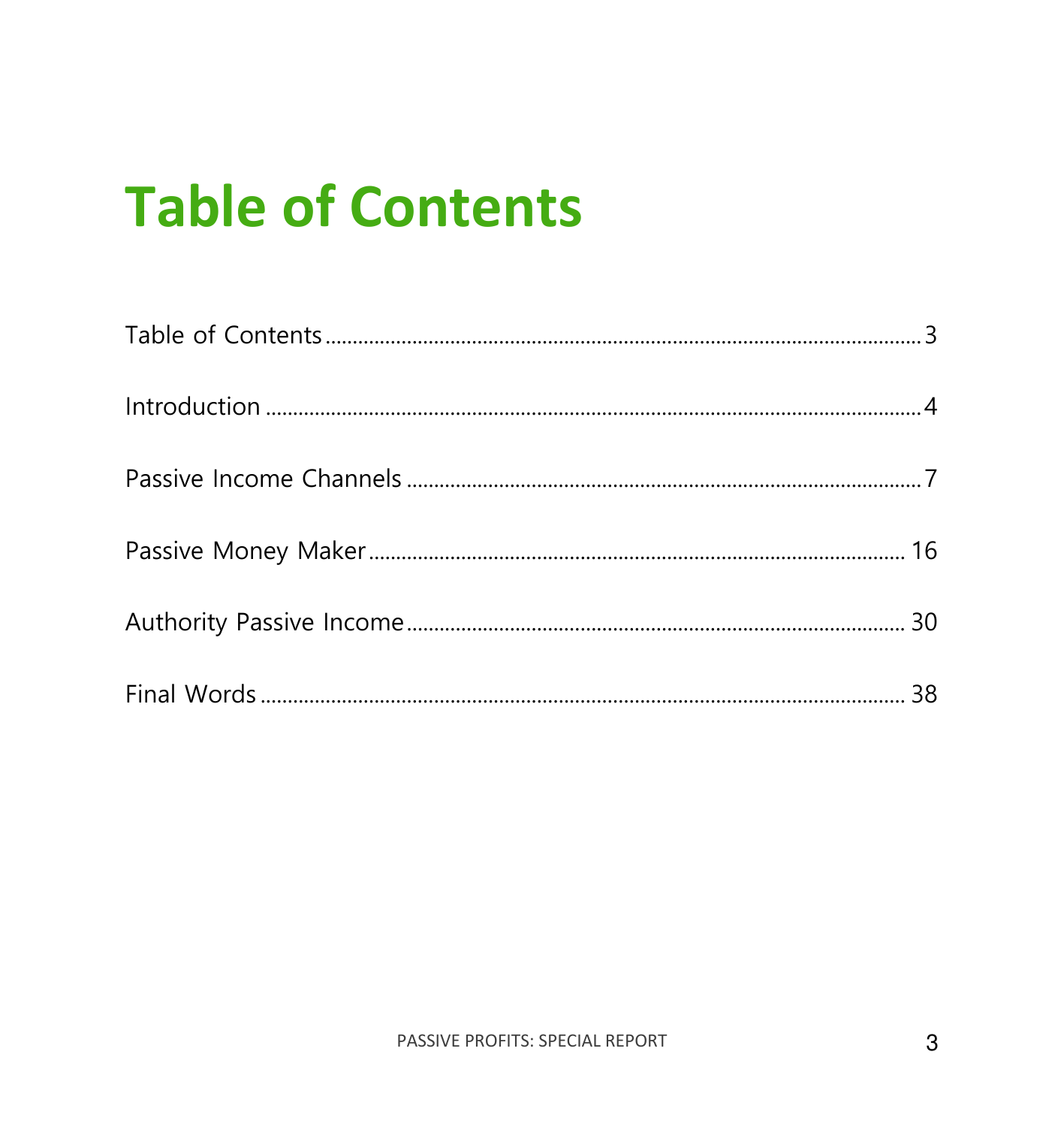# Table of Contents

Table of Contents ........................................................................................................ 3

Introduction ..................................................................................................................... 4

Passive Income Channels ............................................................................................ 7

Passive Money Maker ................................................................................................ 16

Authority Passive Income ......................................................................................... 30

Final Words .................................................................................................................. 38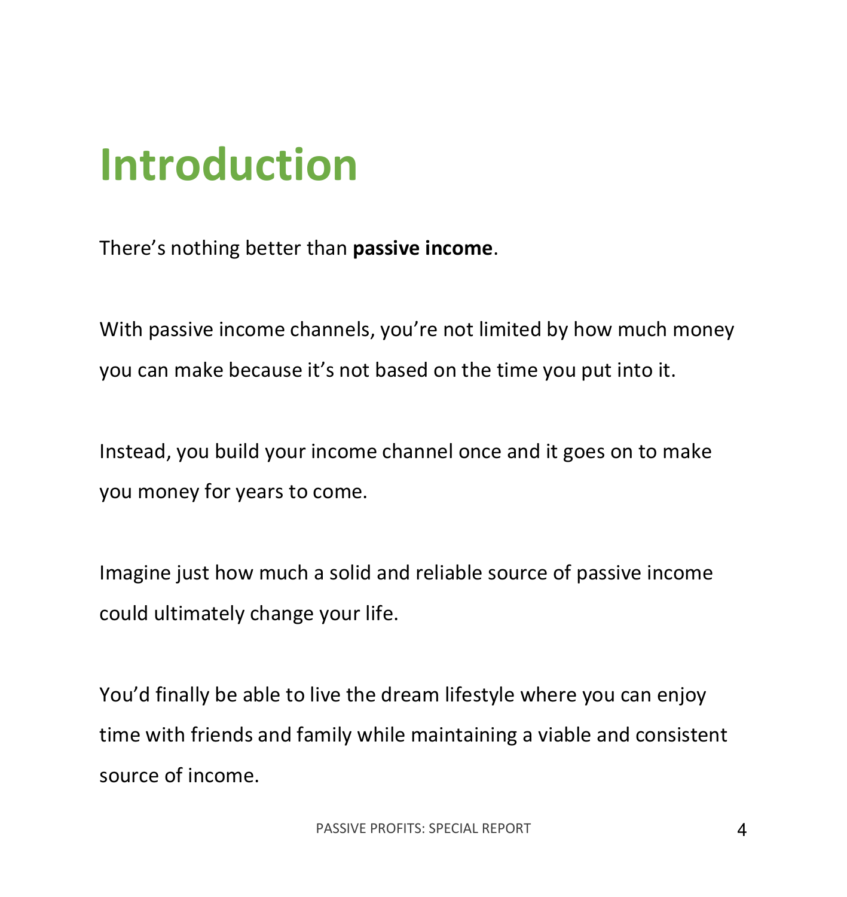# Introduction

There's nothing better than **passive income**.

With passive income channels, you're not limited by how much money you can make because it's not based on the time you put into it.

Instead, you build your income channel once and it goes on to make you money for years to come.

Imagine just how much a solid and reliable source of passive income could ultimately change your life.

You'd finally be able to live the dream lifestyle where you can enjoy time with friends and family while maintaining a viable and consistent source of income.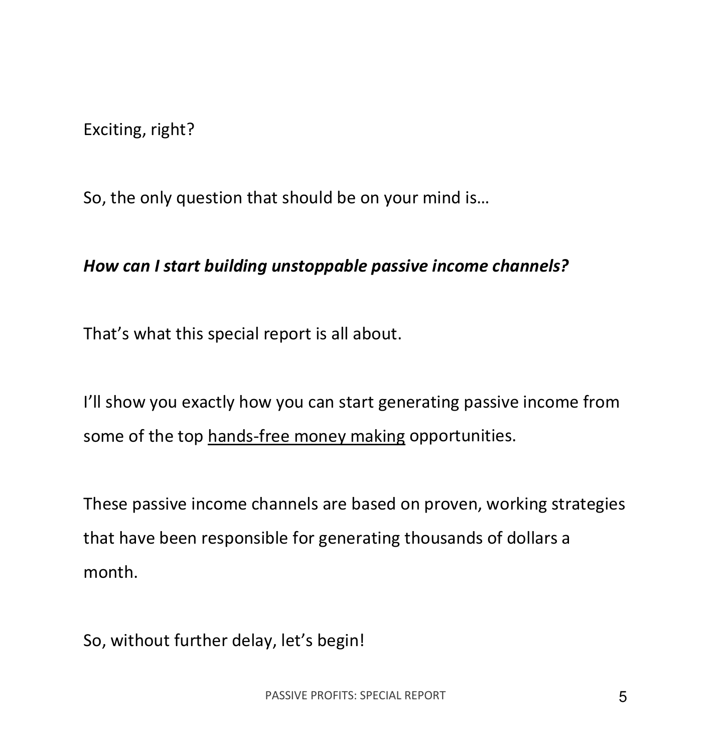Exciting, right?

So, the only question that should be on your mind is…

***How can I start building unstoppable passive income channels?***

That's what this special report is all about.

I'll show you exactly how you can start generating passive income from some of the top hands-free money making opportunities.

These passive income channels are based on proven, working strategies that have been responsible for generating thousands of dollars a month.

So, without further delay, let's begin!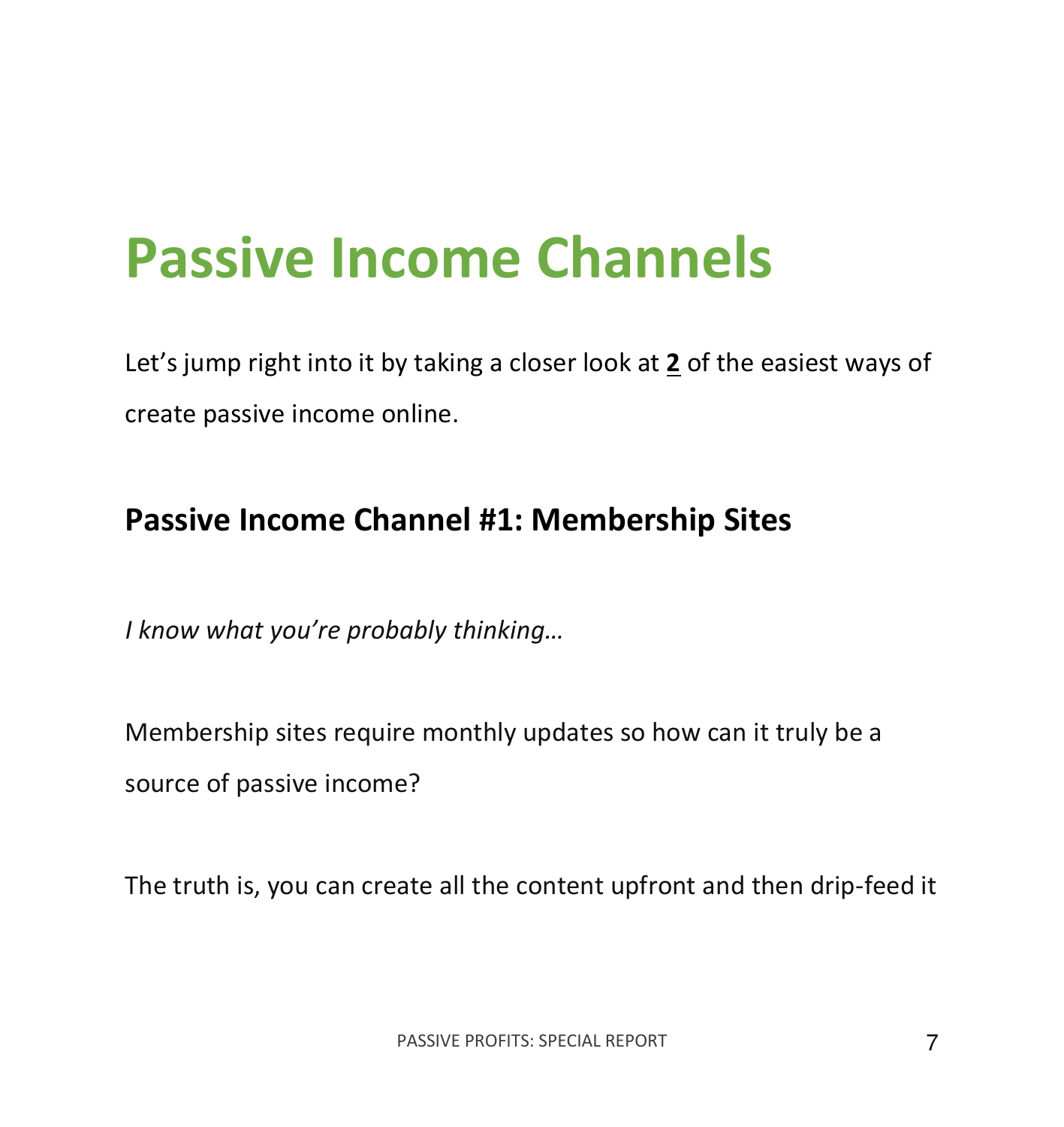# Passive Income Channels

Let's jump right into it by taking a closer look at **2** of the easiest ways of create passive income online.

## Passive Income Channel #1: Membership Sites

*I know what you're probably thinking…*

Membership sites require monthly updates so how can it truly be a source of passive income?

The truth is, you can create all the content upfront and then drip-feed it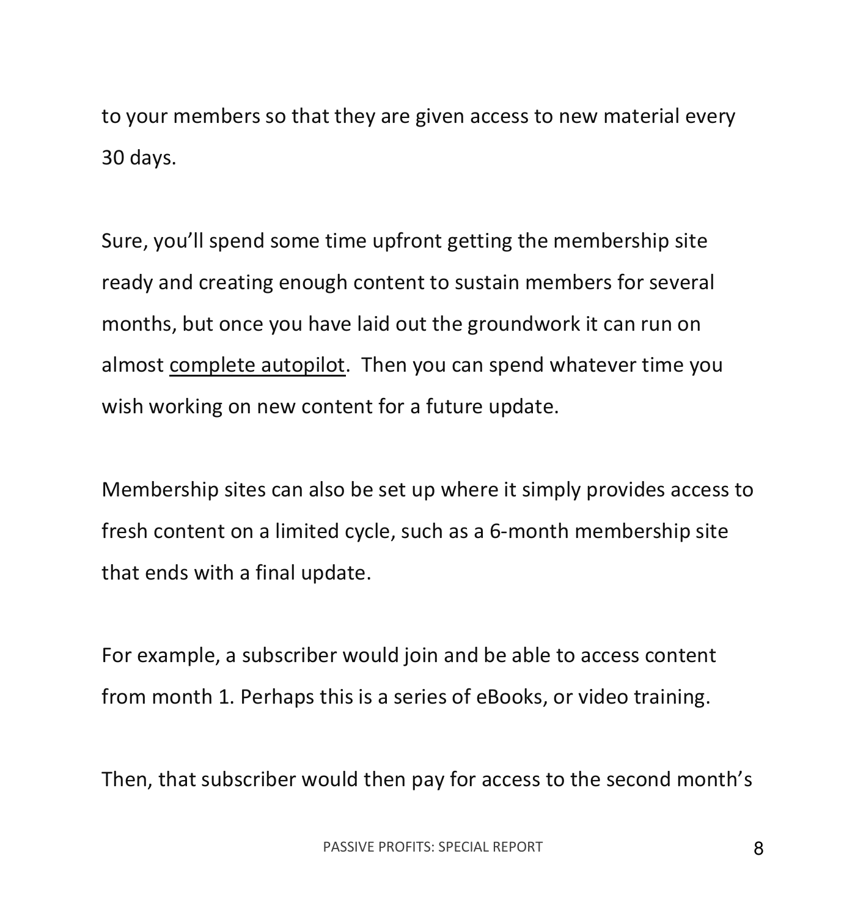to your members so that they are given access to new material every 30 days.

Sure, you'll spend some time upfront getting the membership site ready and creating enough content to sustain members for several months, but once you have laid out the groundwork it can run on almost <u>complete autopilot</u>. Then you can spend whatever time you wish working on new content for a future update.

Membership sites can also be set up where it simply provides access to fresh content on a limited cycle, such as a 6-month membership site that ends with a final update.

For example, a subscriber would join and be able to access content from month 1. Perhaps this is a series of eBooks, or video training.

Then, that subscriber would then pay for access to the second month's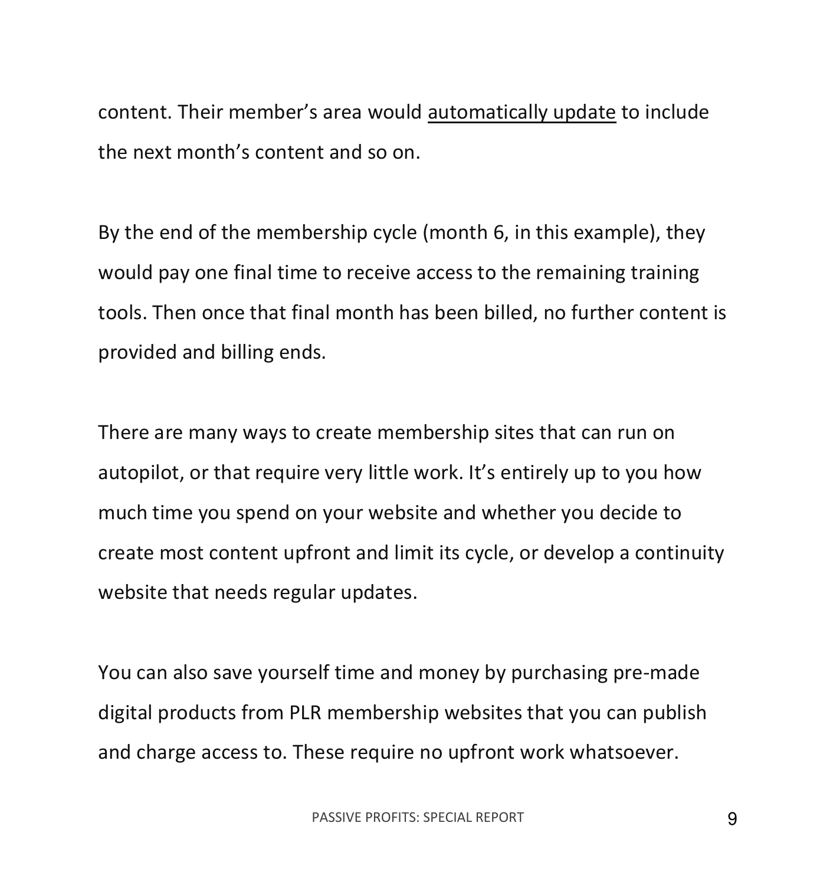content. Their member's area would automatically update to include the next month's content and so on.

By the end of the membership cycle (month 6, in this example), they would pay one final time to receive access to the remaining training tools. Then once that final month has been billed, no further content is provided and billing ends.

There are many ways to create membership sites that can run on autopilot, or that require very little work. It's entirely up to you how much time you spend on your website and whether you decide to create most content upfront and limit its cycle, or develop a continuity website that needs regular updates.

You can also save yourself time and money by purchasing pre-made digital products from PLR membership websites that you can publish and charge access to. These require no upfront work whatsoever.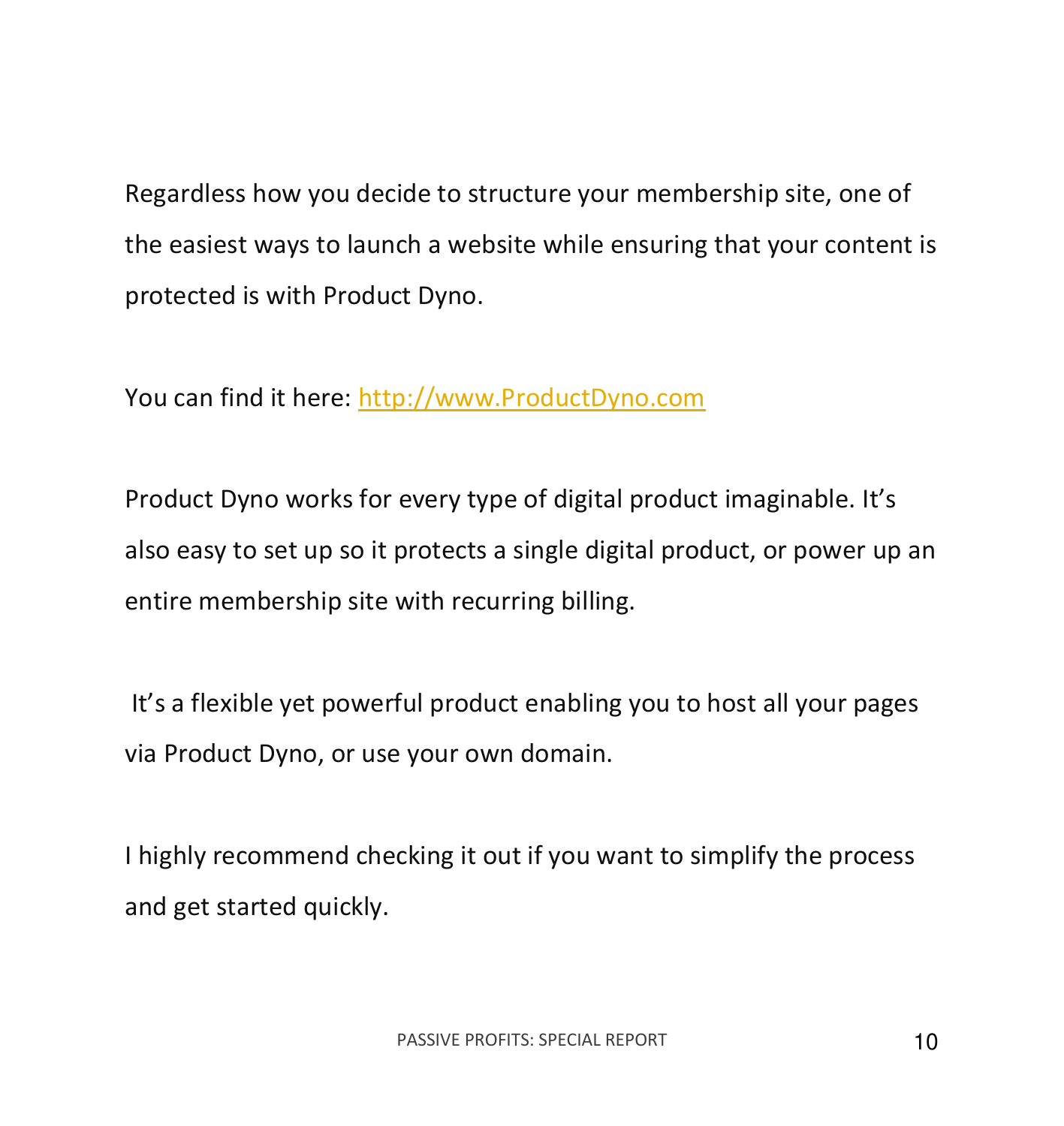Regardless how you decide to structure your membership site, one of the easiest ways to launch a website while ensuring that your content is protected is with Product Dyno.

You can find it here: [http://www.ProductDyno.com](http://www.ProductDyno.com)

Product Dyno works for every type of digital product imaginable. It's also easy to set up so it protects a single digital product, or power up an entire membership site with recurring billing.

It's a flexible yet powerful product enabling you to host all your pages via Product Dyno, or use your own domain.

I highly recommend checking it out if you want to simplify the process and get started quickly.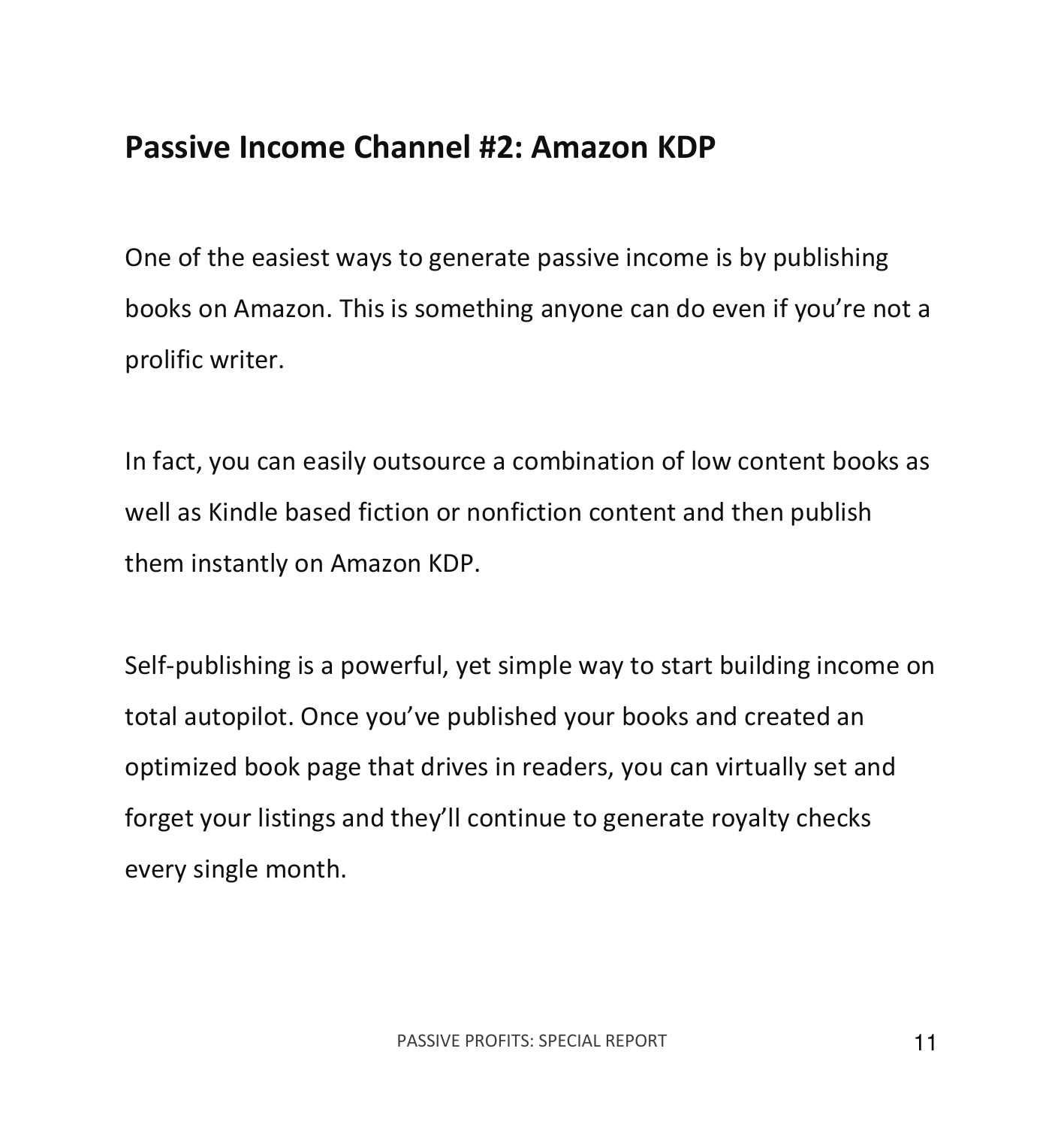## Passive Income Channel #2: Amazon KDP

One of the easiest ways to generate passive income is by publishing books on Amazon. This is something anyone can do even if you're not a prolific writer.

In fact, you can easily outsource a combination of low content books as well as Kindle based fiction or nonfiction content and then publish them instantly on Amazon KDP.

Self-publishing is a powerful, yet simple way to start building income on total autopilot. Once you've published your books and created an optimized book page that drives in readers, you can virtually set and forget your listings and they'll continue to generate royalty checks every single month.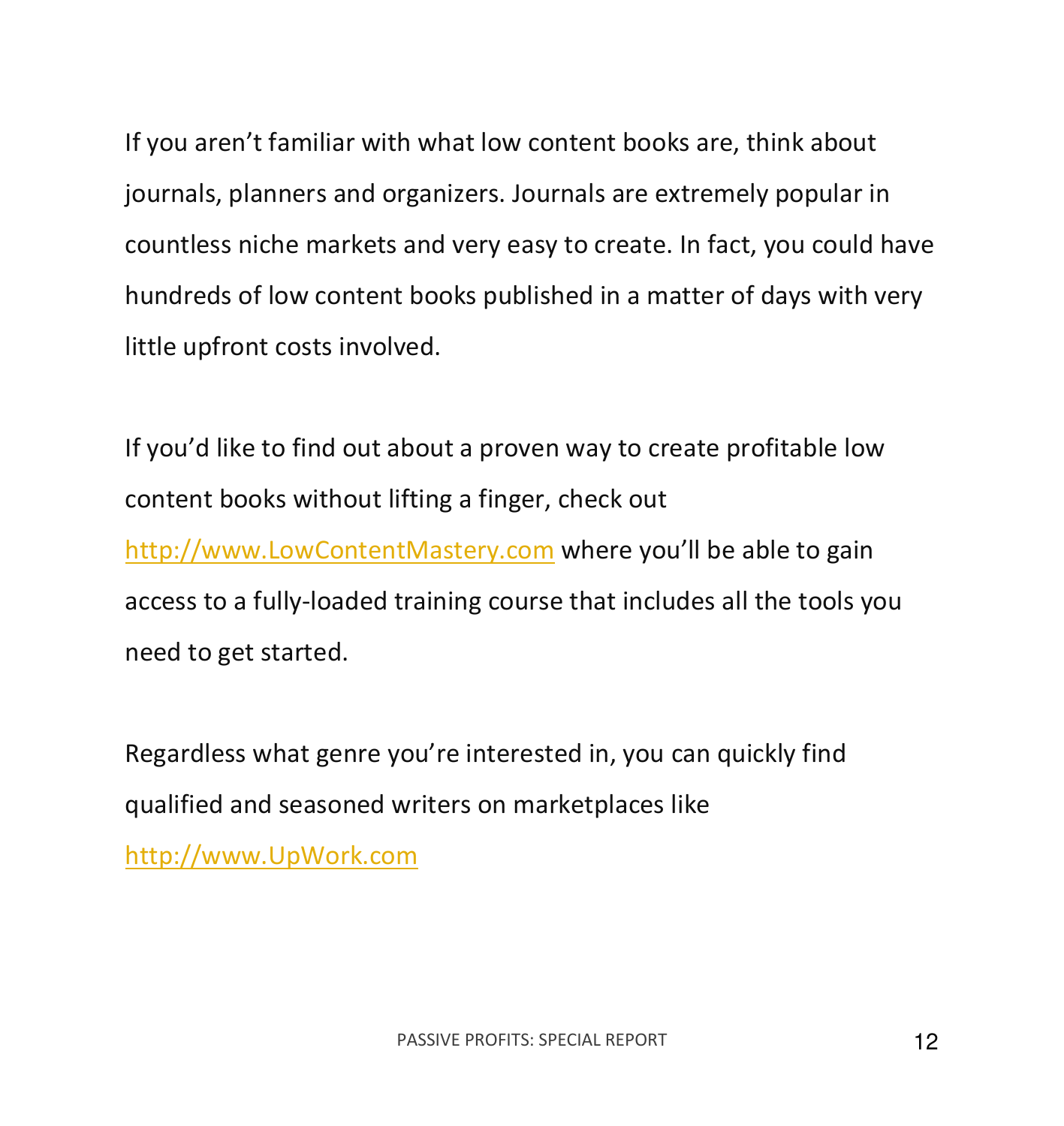If you aren't familiar with what low content books are, think about journals, planners and organizers. Journals are extremely popular in countless niche markets and very easy to create. In fact, you could have hundreds of low content books published in a matter of days with very little upfront costs involved.

If you'd like to find out about a proven way to create profitable low content books without lifting a finger, check out [http://www.LowContentMastery.com](http://www.LowContentMastery.com) where you'll be able to gain access to a fully-loaded training course that includes all the tools you need to get started.

Regardless what genre you're interested in, you can quickly find qualified and seasoned writers on marketplaces like [http://www.UpWork.com](http://www.UpWork.com)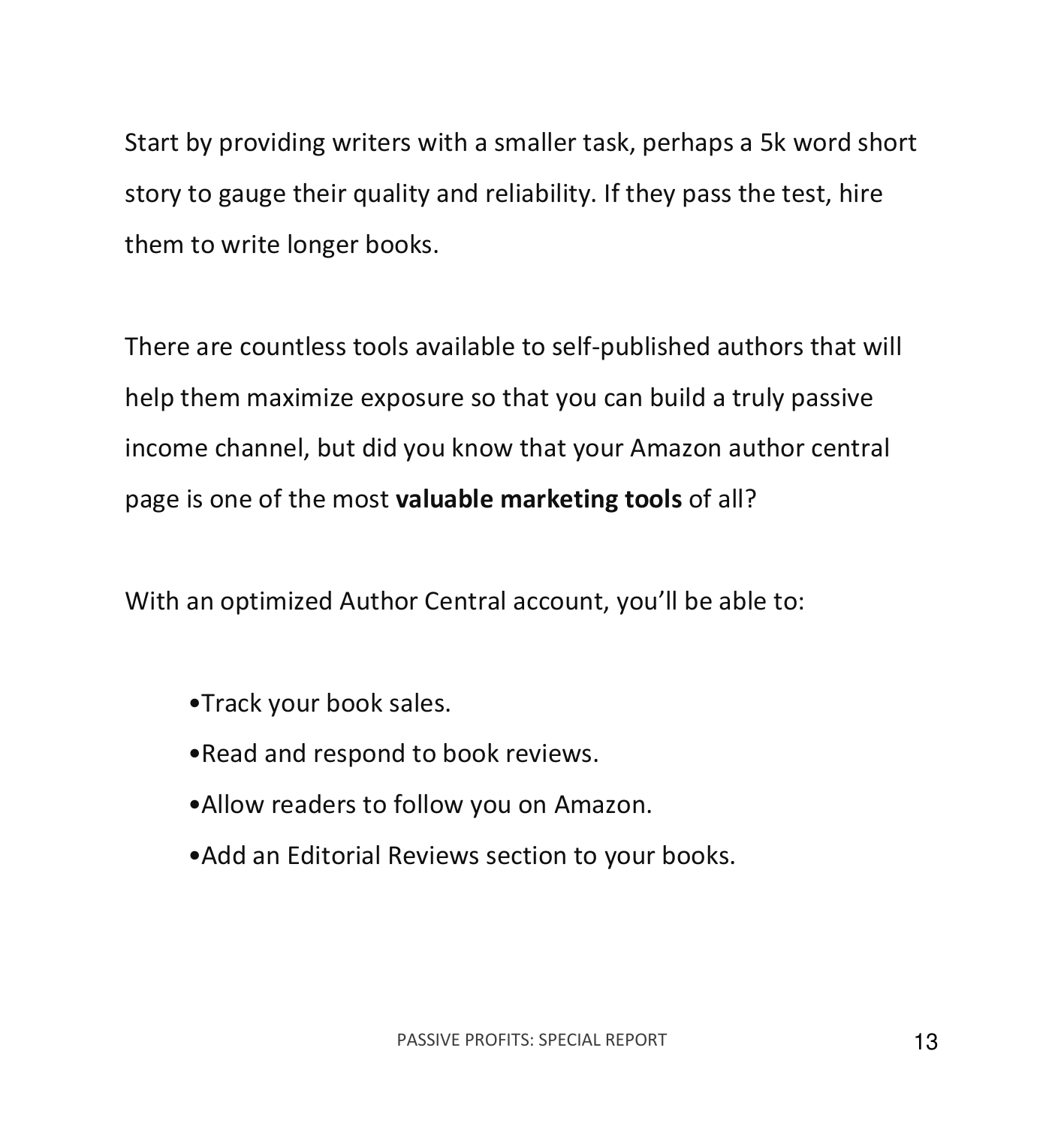Start by providing writers with a smaller task, perhaps a 5k word short story to gauge their quality and reliability. If they pass the test, hire them to write longer books.

There are countless tools available to self-published authors that will help them maximize exposure so that you can build a truly passive income channel, but did you know that your Amazon author central page is one of the most **valuable marketing tools** of all?

With an optimized Author Central account, you'll be able to:

- Track your book sales.
- Read and respond to book reviews.
- Allow readers to follow you on Amazon.
- Add an Editorial Reviews section to your books.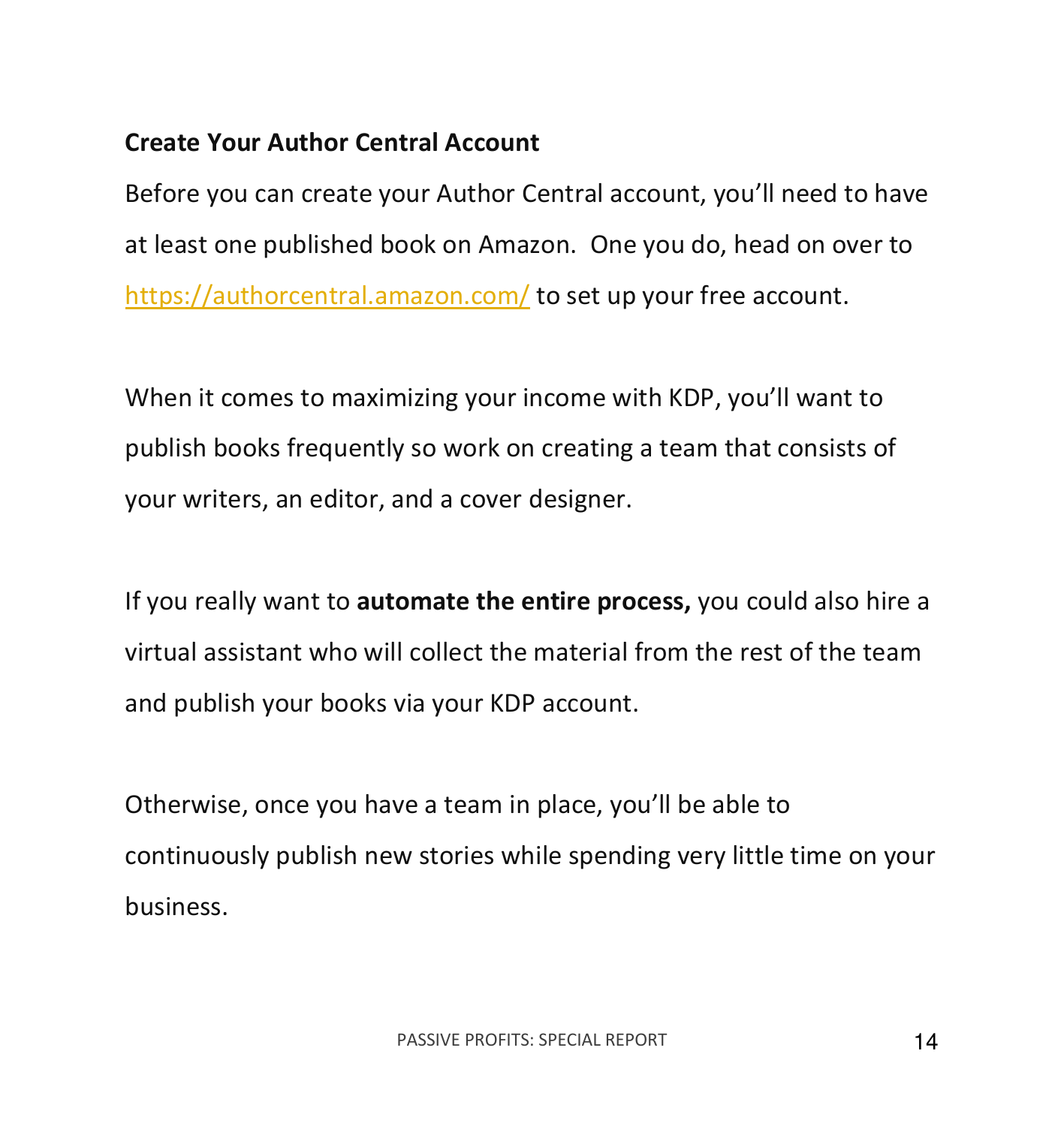**Create Your Author Central Account**

Before you can create your Author Central account, you'll need to have at least one published book on Amazon. One you do, head on over to https://authorcentral.amazon.com/ to set up your free account.

When it comes to maximizing your income with KDP, you'll want to publish books frequently so work on creating a team that consists of your writers, an editor, and a cover designer.

If you really want to **automate the entire process,** you could also hire a virtual assistant who will collect the material from the rest of the team and publish your books via your KDP account.

Otherwise, once you have a team in place, you'll be able to continuously publish new stories while spending very little time on your business.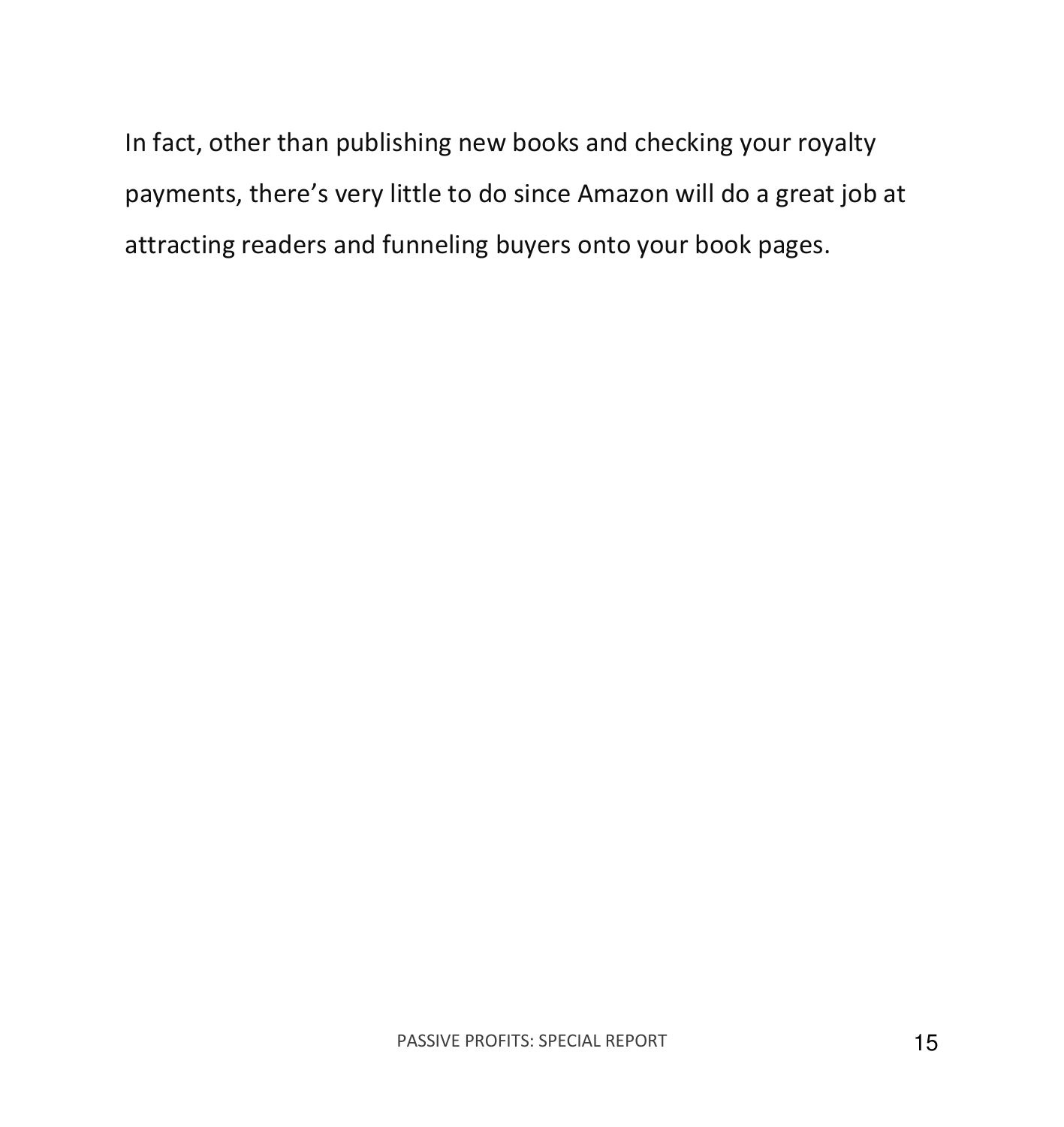In fact, other than publishing new books and checking your royalty payments, there's very little to do since Amazon will do a great job at attracting readers and funneling buyers onto your book pages.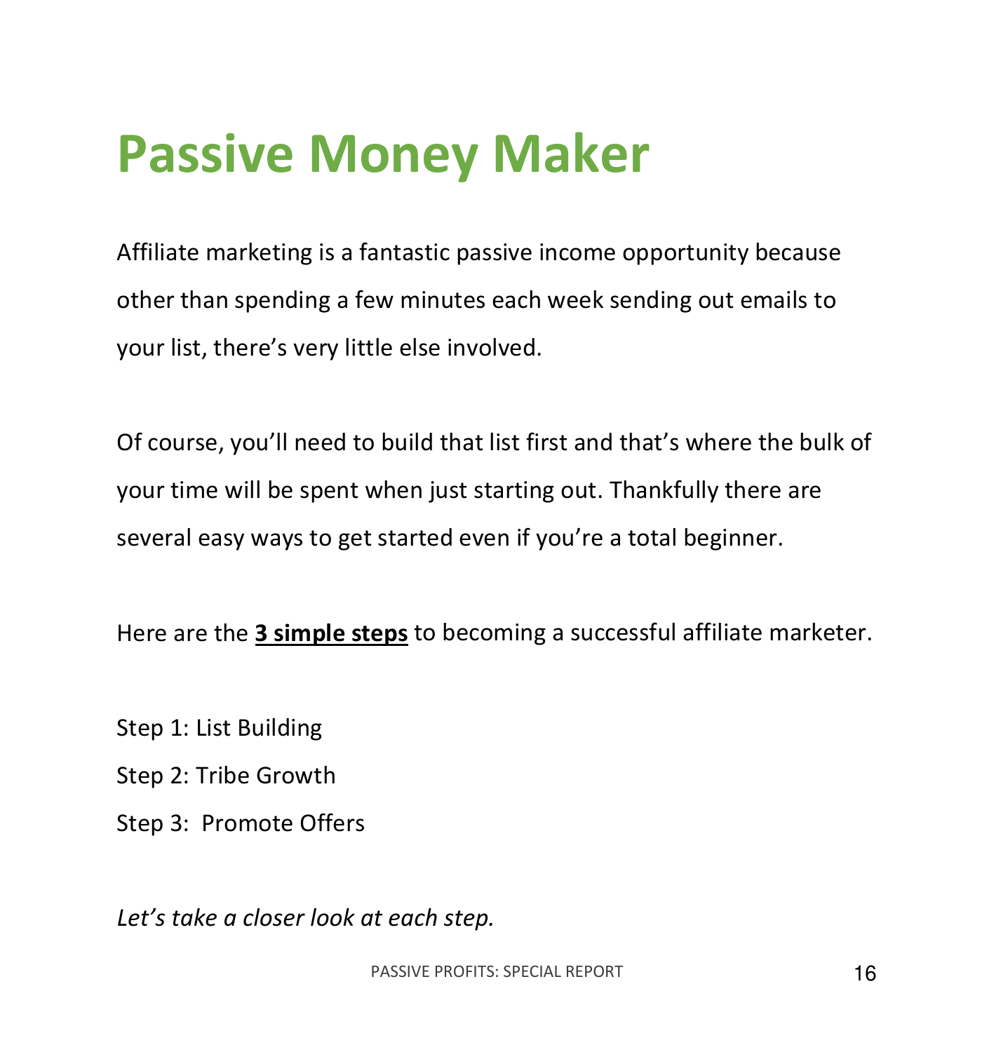# Passive Money Maker

Affiliate marketing is a fantastic passive income opportunity because other than spending a few minutes each week sending out emails to your list, there's very little else involved.

Of course, you'll need to build that list first and that's where the bulk of your time will be spent when just starting out. Thankfully there are several easy ways to get started even if you're a total beginner.

Here are the **<u>3 simple steps</u>** to becoming a successful affiliate marketer.

Step 1: List Building

Step 2: Tribe Growth

Step 3: Promote Offers

*Let's take a closer look at each step.*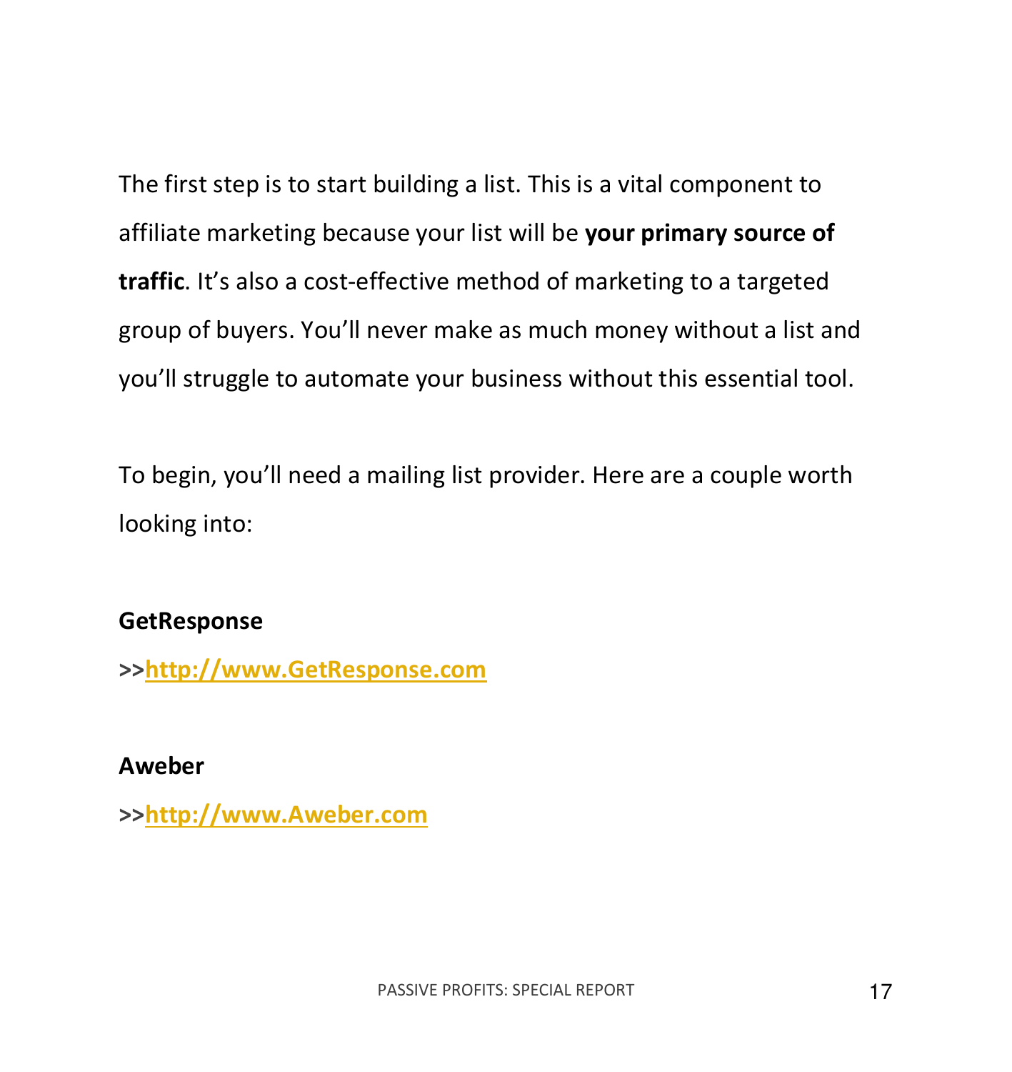The first step is to start building a list. This is a vital component to affiliate marketing because your list will be **your primary source of traffic**. It's also a cost-effective method of marketing to a targeted group of buyers. You'll never make as much money without a list and you'll struggle to automate your business without this essential tool.

To begin, you'll need a mailing list provider. Here are a couple worth looking into:

**GetResponse**

**>>[http://www.GetResponse.com](http://www.GetResponse.com)**

**Aweber**

**>>[http://www.Aweber.com](http://www.Aweber.com)**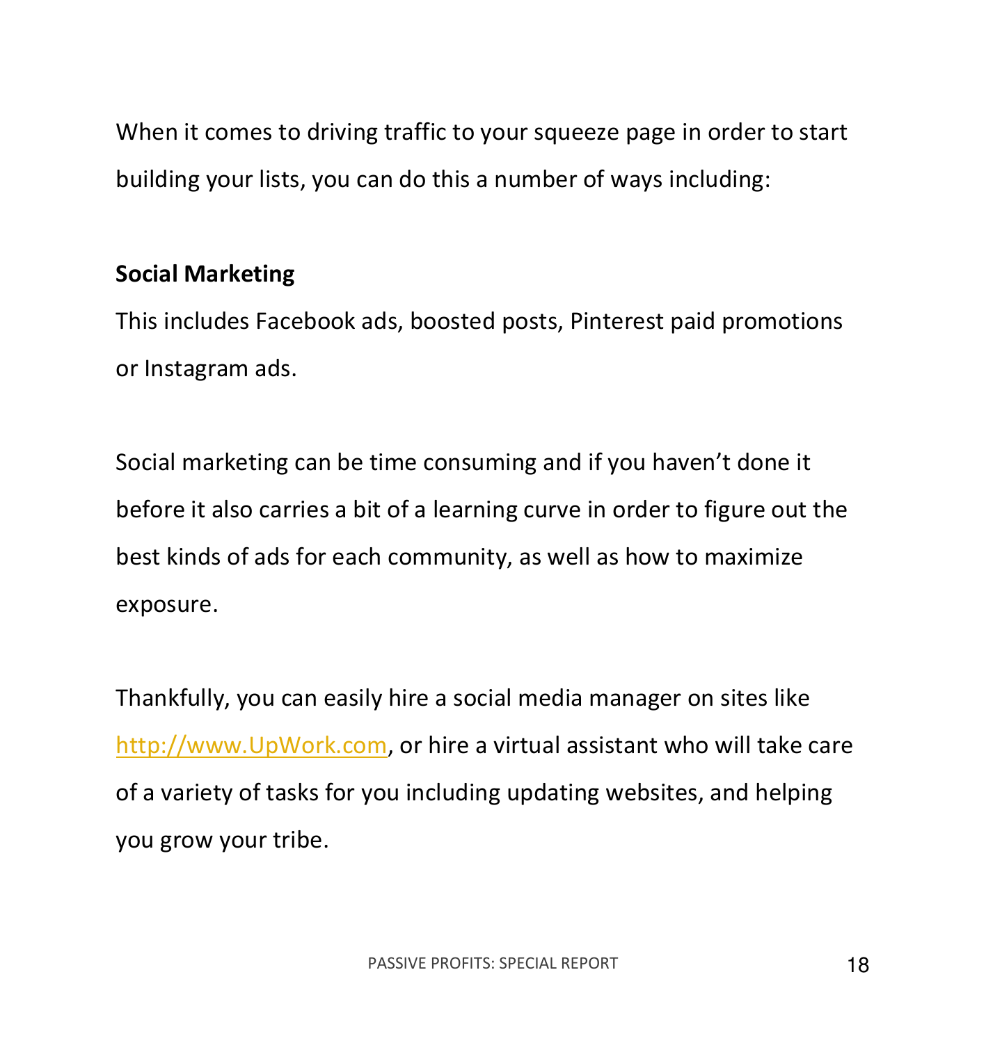When it comes to driving traffic to your squeeze page in order to start building your lists, you can do this a number of ways including:

**Social Marketing**

This includes Facebook ads, boosted posts, Pinterest paid promotions or Instagram ads.

Social marketing can be time consuming and if you haven't done it before it also carries a bit of a learning curve in order to figure out the best kinds of ads for each community, as well as how to maximize exposure.

Thankfully, you can easily hire a social media manager on sites like [http://www.UpWork.com](http://www.UpWork.com), or hire a virtual assistant who will take care of a variety of tasks for you including updating websites, and helping you grow your tribe.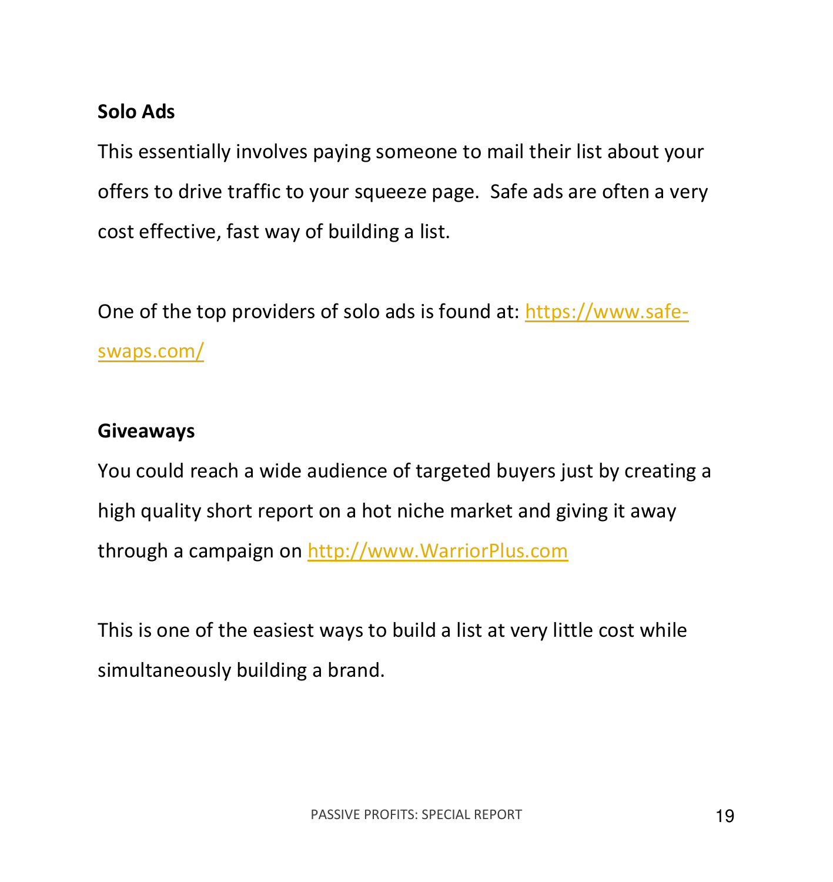**Solo Ads**

This essentially involves paying someone to mail their list about your offers to drive traffic to your squeeze page. Safe ads are often a very cost effective, fast way of building a list.

One of the top providers of solo ads is found at: https://www.safe-swaps.com/

**Giveaways**

You could reach a wide audience of targeted buyers just by creating a high quality short report on a hot niche market and giving it away through a campaign on http://www.WarriorPlus.com

This is one of the easiest ways to build a list at very little cost while simultaneously building a brand.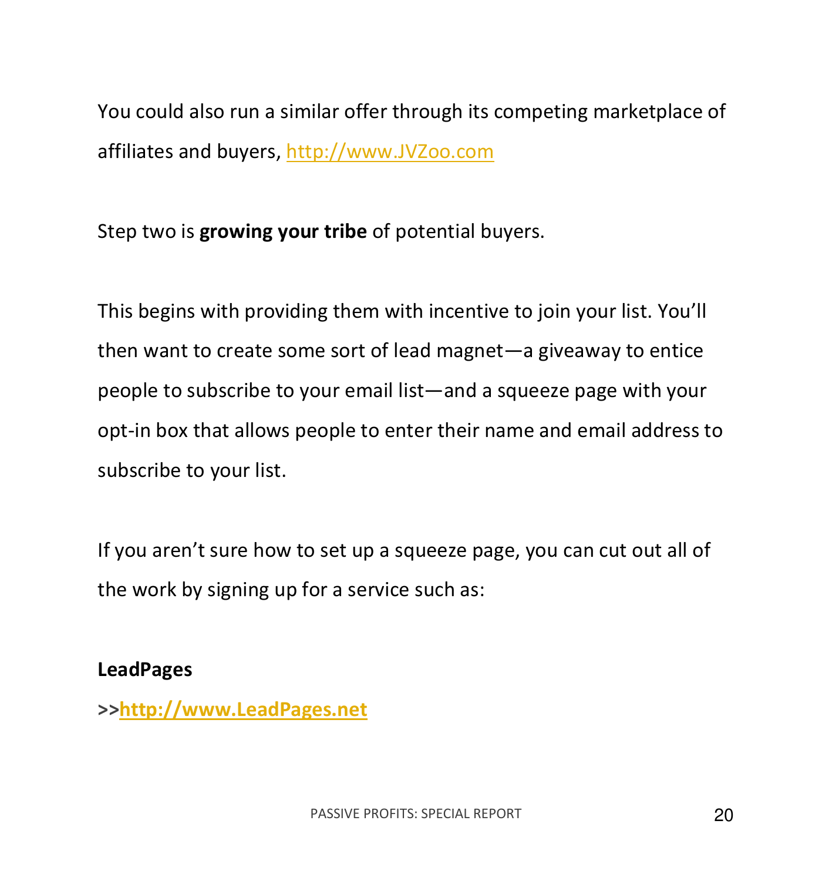You could also run a similar offer through its competing marketplace of affiliates and buyers, http://www.JVZoo.com

Step two is **growing your tribe** of potential buyers.

This begins with providing them with incentive to join your list. You'll then want to create some sort of lead magnet—a giveaway to entice people to subscribe to your email list—and a squeeze page with your opt-in box that allows people to enter their name and email address to subscribe to your list.

If you aren't sure how to set up a squeeze page, you can cut out all of the work by signing up for a service such as:

**LeadPages**

**>>http://www.LeadPages.net**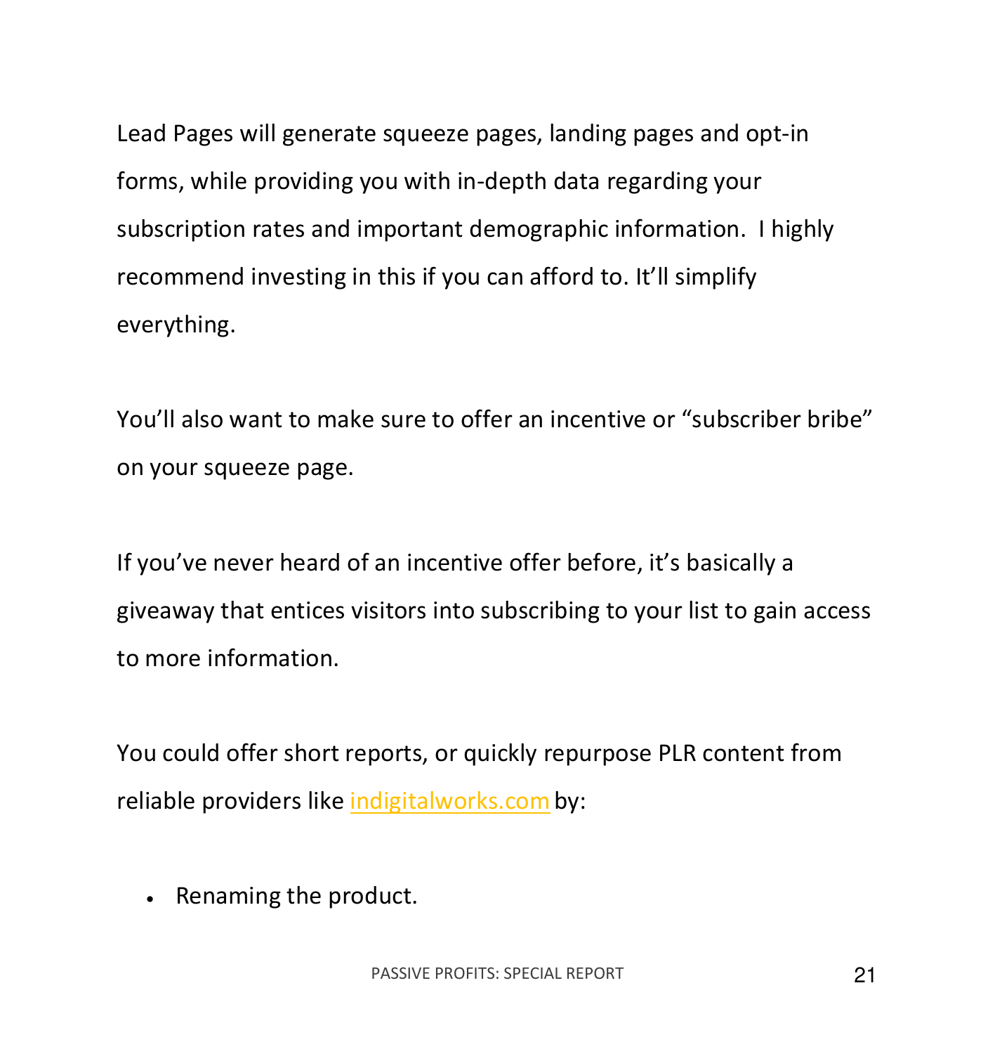Lead Pages will generate squeeze pages, landing pages and opt-in forms, while providing you with in-depth data regarding your subscription rates and important demographic information.  I highly recommend investing in this if you can afford to. It'll simplify everything.

You'll also want to make sure to offer an incentive or "subscriber bribe" on your squeeze page.

If you've never heard of an incentive offer before, it's basically a giveaway that entices visitors into subscribing to your list to gain access to more information.

You could offer short reports, or quickly repurpose PLR content from reliable providers like indigitalworks.com by:

- Renaming the product.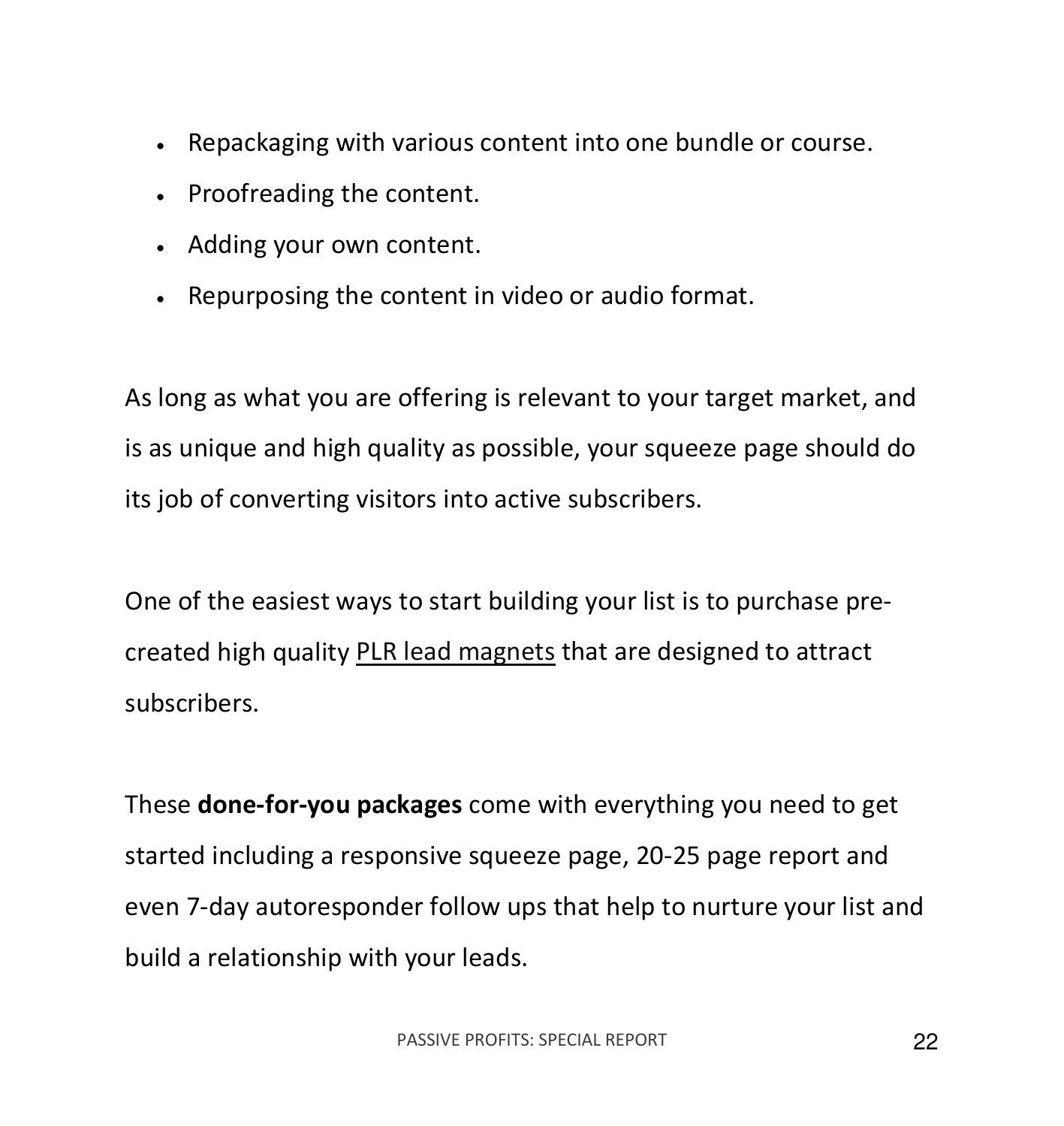- Repackaging with various content into one bundle or course.
- Proofreading the content.
- Adding your own content.
- Repurposing the content in video or audio format.

As long as what you are offering is relevant to your target market, and is as unique and high quality as possible, your squeeze page should do its job of converting visitors into active subscribers.

One of the easiest ways to start building your list is to purchase pre-created high quality PLR lead magnets that are designed to attract subscribers.

These **done-for-you packages** come with everything you need to get started including a responsive squeeze page, 20-25 page report and even 7-day autoresponder follow ups that help to nurture your list and build a relationship with your leads.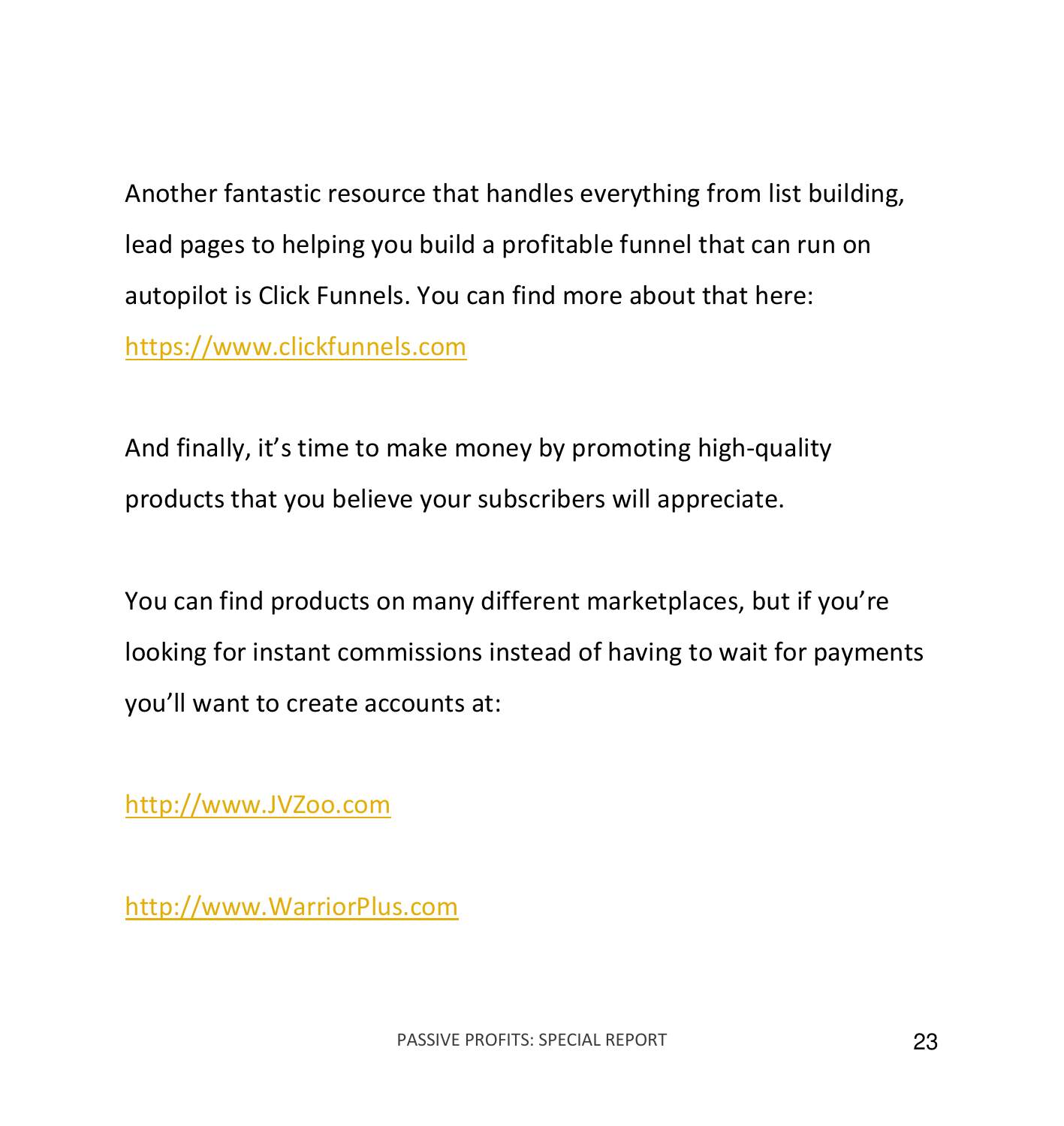Another fantastic resource that handles everything from list building, lead pages to helping you build a profitable funnel that can run on autopilot is Click Funnels. You can find more about that here: [https://www.clickfunnels.com](https://www.clickfunnels.com)

And finally, it's time to make money by promoting high-quality products that you believe your subscribers will appreciate.

You can find products on many different marketplaces, but if you're looking for instant commissions instead of having to wait for payments you'll want to create accounts at:

[http://www.JVZoo.com](http://www.JVZoo.com)

[http://www.WarriorPlus.com](http://www.WarriorPlus.com)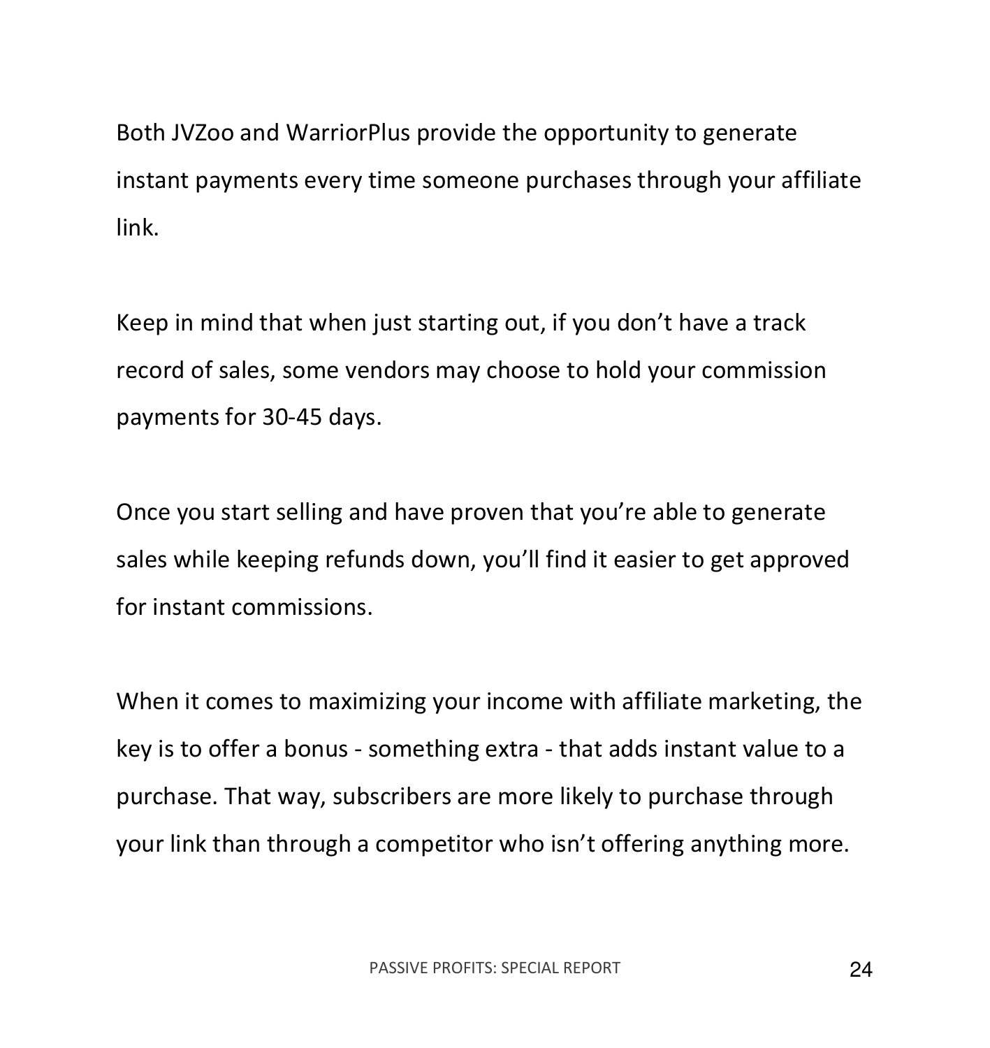Both JVZoo and WarriorPlus provide the opportunity to generate instant payments every time someone purchases through your affiliate link.

Keep in mind that when just starting out, if you don't have a track record of sales, some vendors may choose to hold your commission payments for 30-45 days.

Once you start selling and have proven that you're able to generate sales while keeping refunds down, you'll find it easier to get approved for instant commissions.

When it comes to maximizing your income with affiliate marketing, the key is to offer a bonus - something extra - that adds instant value to a purchase. That way, subscribers are more likely to purchase through your link than through a competitor who isn't offering anything more.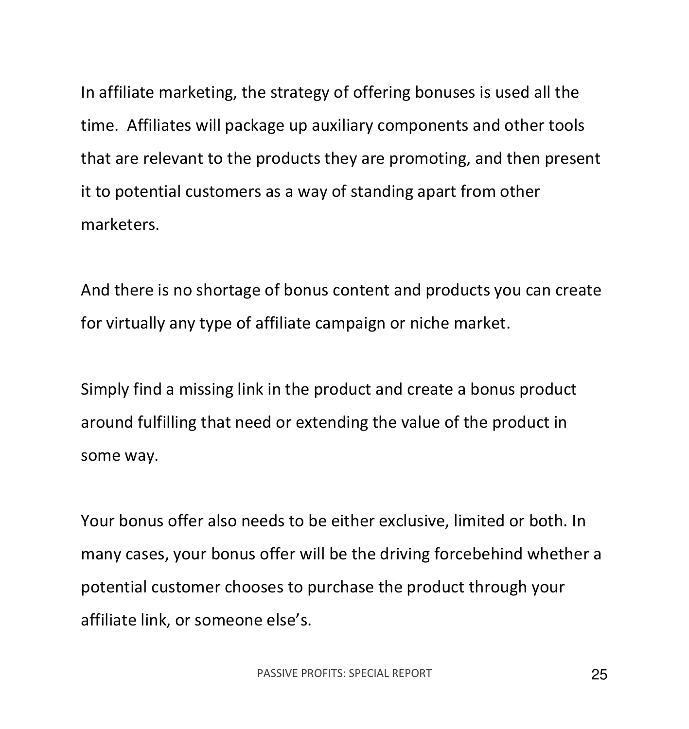In affiliate marketing, the strategy of offering bonuses is used all the time. Affiliates will package up auxiliary components and other tools that are relevant to the products they are promoting, and then present it to potential customers as a way of standing apart from other marketers.

And there is no shortage of bonus content and products you can create for virtually any type of affiliate campaign or niche market.

Simply find a missing link in the product and create a bonus product around fulfilling that need or extending the value of the product in some way.

Your bonus offer also needs to be either exclusive, limited or both. In many cases, your bonus offer will be the driving forcebehind whether a potential customer chooses to purchase the product through your affiliate link, or someone else's.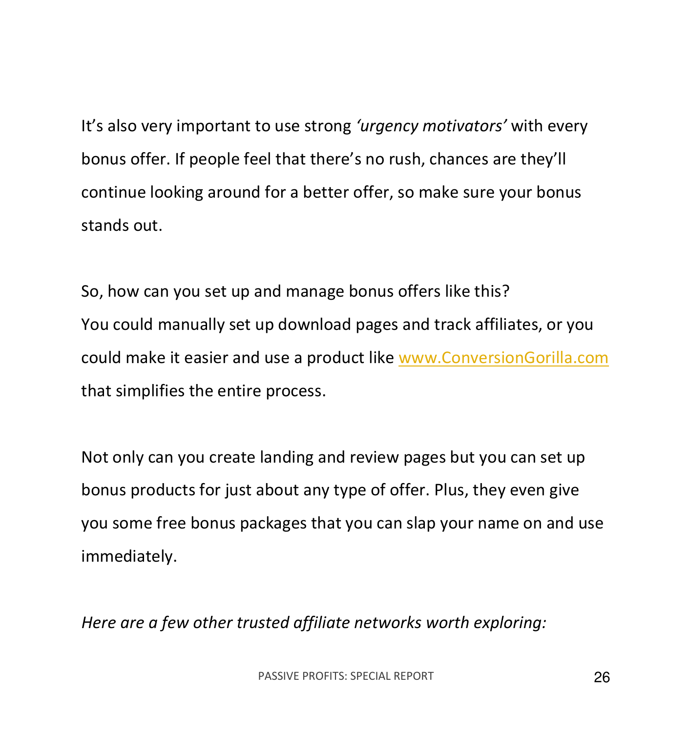It's also very important to use strong *'urgency motivators'* with every bonus offer. If people feel that there's no rush, chances are they'll continue looking around for a better offer, so make sure your bonus stands out.

So, how can you set up and manage bonus offers like this?
You could manually set up download pages and track affiliates, or you could make it easier and use a product like [www.ConversionGorilla.com](http://www.ConversionGorilla.com) that simplifies the entire process.

Not only can you create landing and review pages but you can set up bonus products for just about any type of offer. Plus, they even give you some free bonus packages that you can slap your name on and use immediately.

*Here are a few other trusted affiliate networks worth exploring:*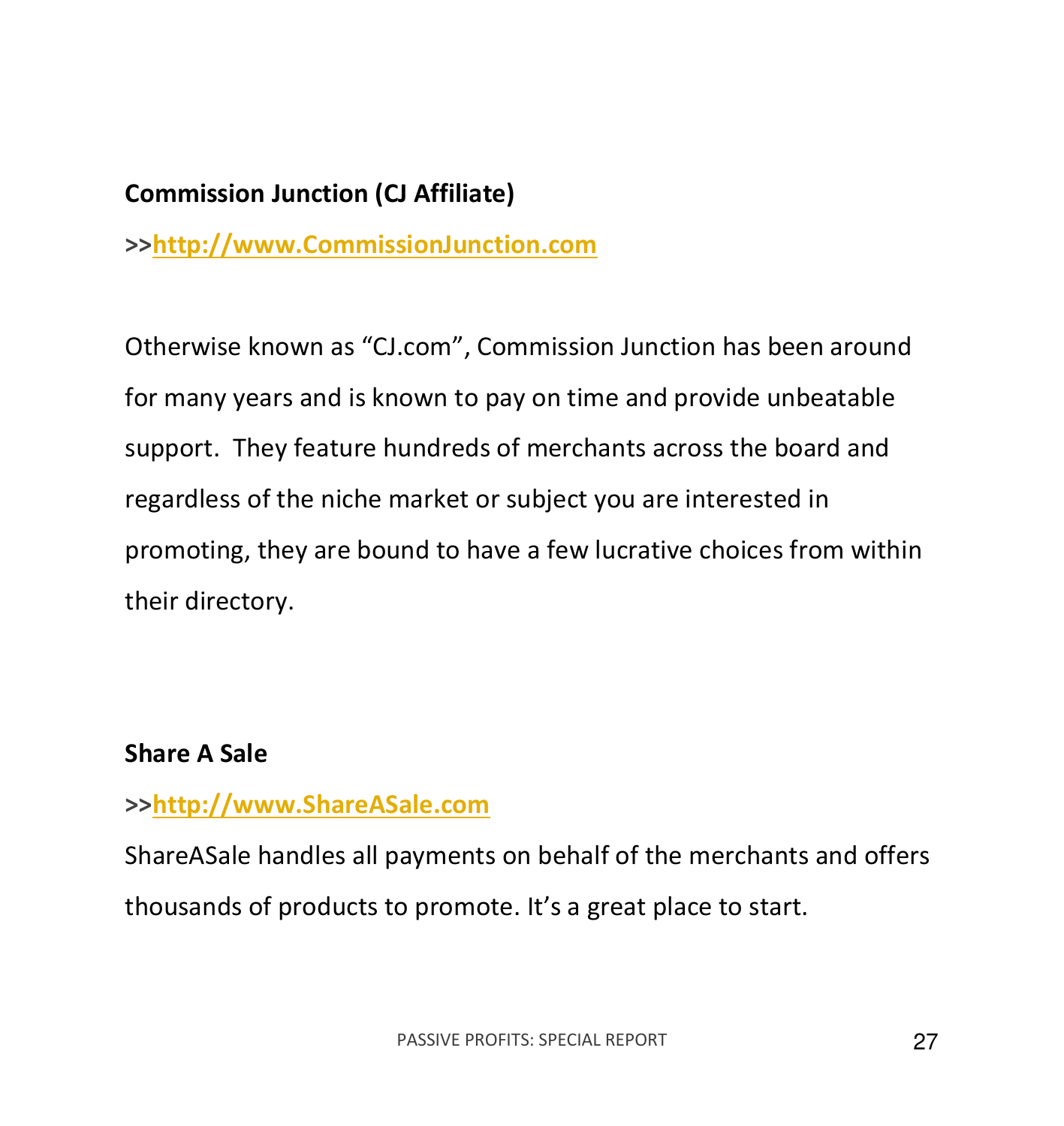**Commission Junction (CJ Affiliate)**

**>>[http://www.CommissionJunction.com](http://www.CommissionJunction.com)**

Otherwise known as "CJ.com", Commission Junction has been around for many years and is known to pay on time and provide unbeatable support. They feature hundreds of merchants across the board and regardless of the niche market or subject you are interested in promoting, they are bound to have a few lucrative choices from within their directory.

**Share A Sale**

**>>[http://www.ShareASale.com](http://www.ShareASale.com)**

ShareASale handles all payments on behalf of the merchants and offers thousands of products to promote. It's a great place to start.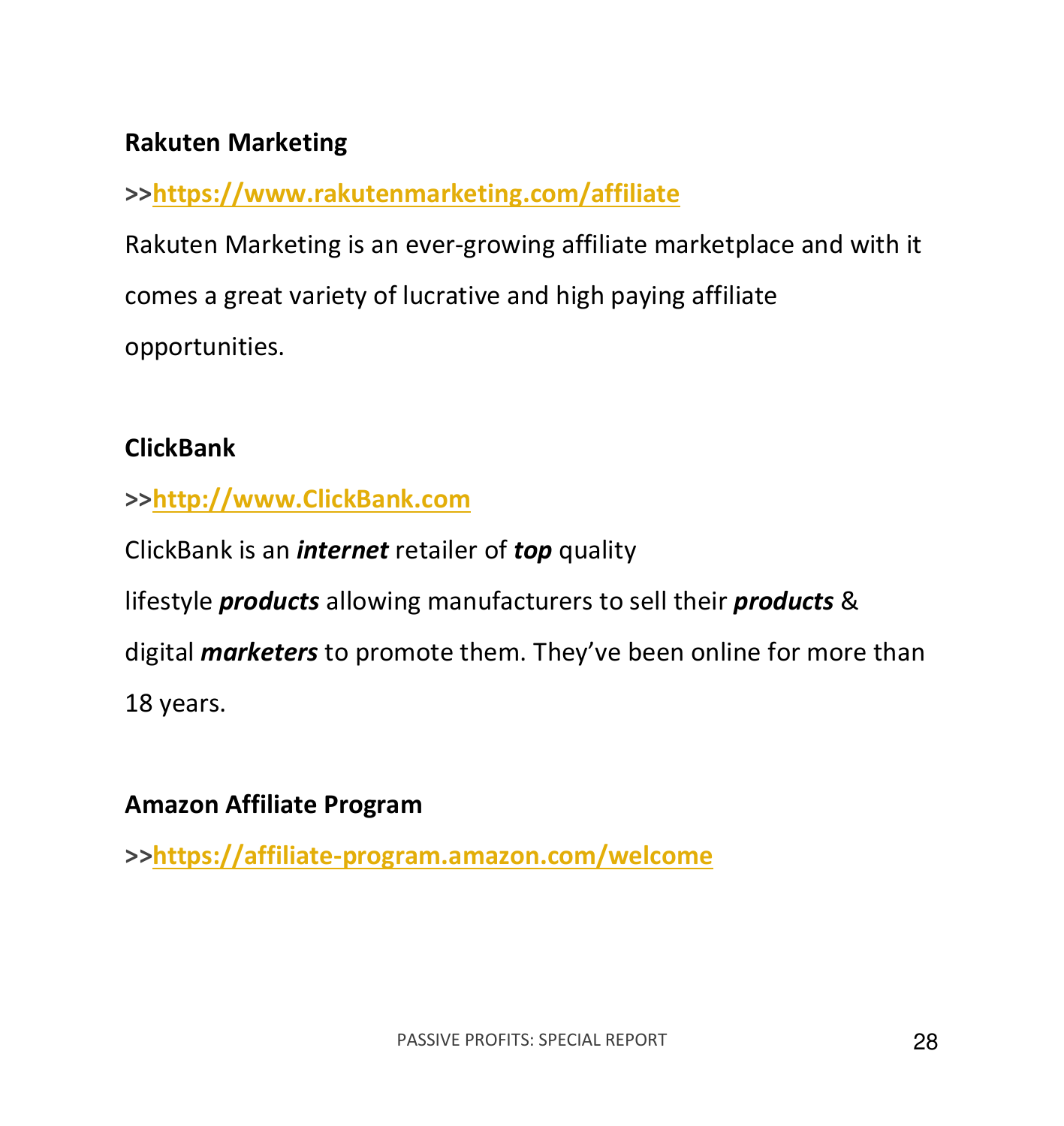**Rakuten Marketing**

**>>[https://www.rakutenmarketing.com/affiliate](https://www.rakutenmarketing.com/affiliate)**

Rakuten Marketing is an ever-growing affiliate marketplace and with it comes a great variety of lucrative and high paying affiliate opportunities.

**ClickBank**

**>>[http://www.ClickBank.com](http://www.ClickBank.com)**

ClickBank is an ***internet*** retailer of ***top*** quality lifestyle ***products*** allowing manufacturers to sell their ***products*** & digital ***marketers*** to promote them. They've been online for more than 18 years.

**Amazon Affiliate Program**

**>>[https://affiliate-program.amazon.com/welcome](https://affiliate-program.amazon.com/welcome)**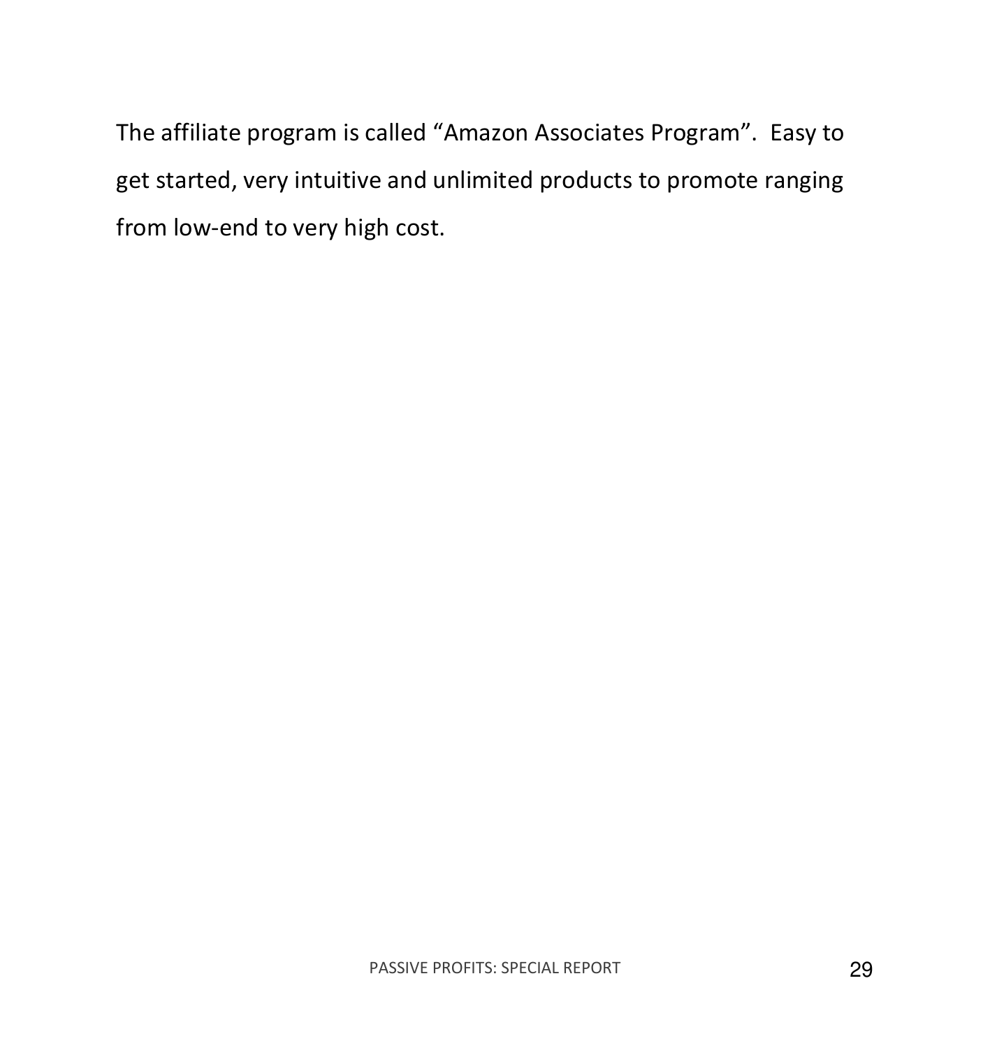The affiliate program is called “Amazon Associates Program”.  Easy to get started, very intuitive and unlimited products to promote ranging from low-end to very high cost.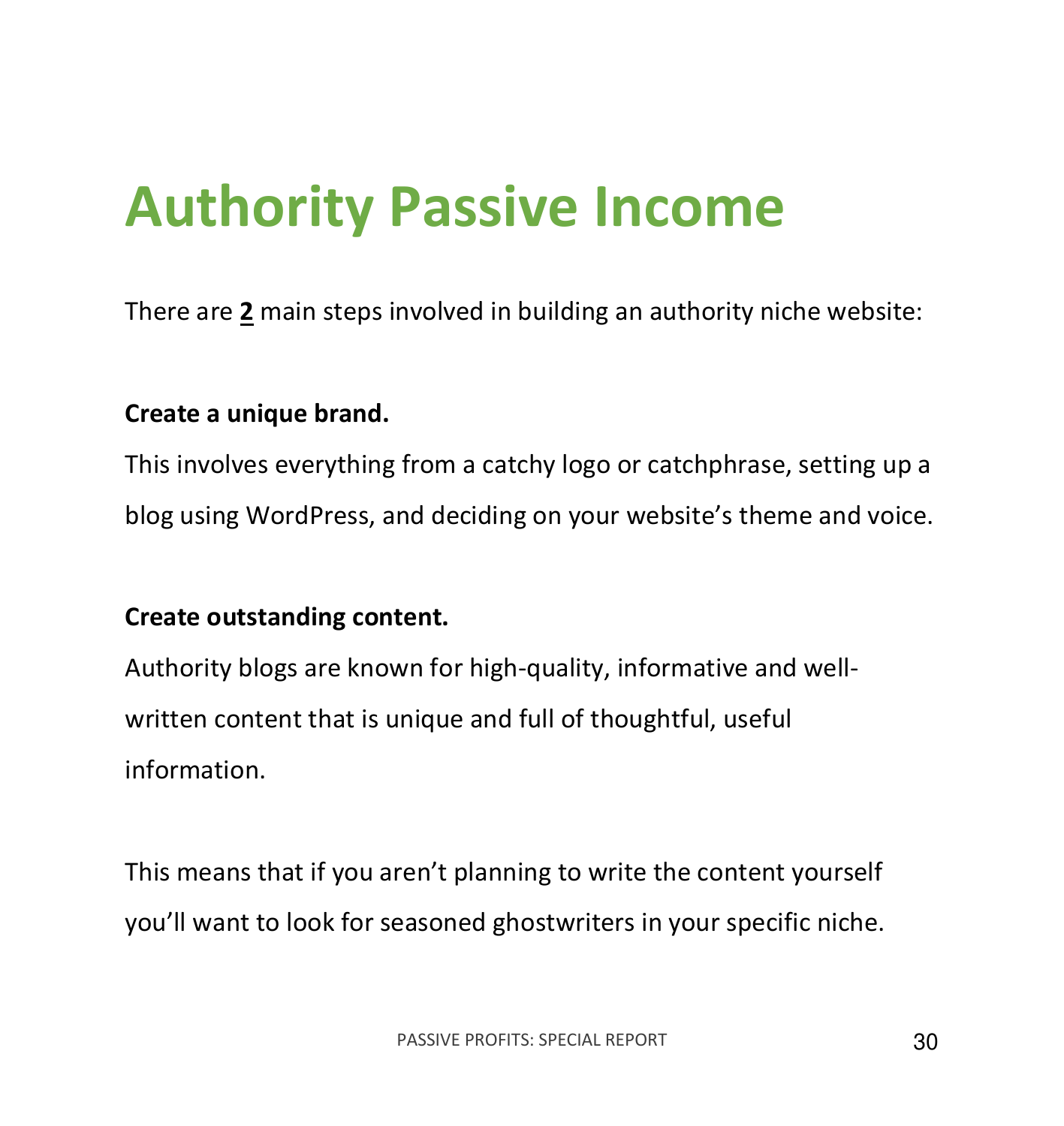# Authority Passive Income

There are **2** main steps involved in building an authority niche website:

**Create a unique brand.**

This involves everything from a catchy logo or catchphrase, setting up a blog using WordPress, and deciding on your website's theme and voice.

**Create outstanding content.**

Authority blogs are known for high-quality, informative and well-written content that is unique and full of thoughtful, useful information.

This means that if you aren't planning to write the content yourself you'll want to look for seasoned ghostwriters in your specific niche.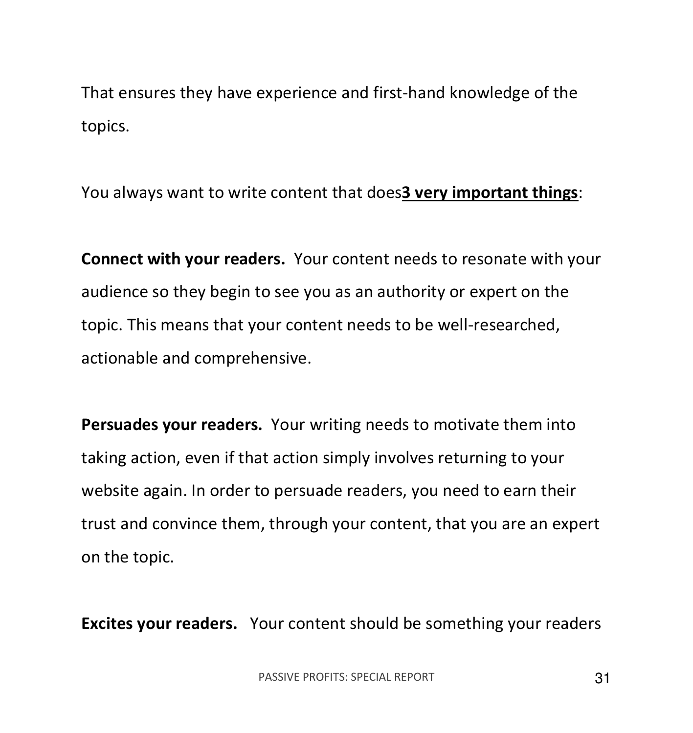That ensures they have experience and first-hand knowledge of the topics.

You always want to write content that does**<u>3 very important things</u>**:

**Connect with your readers.** Your content needs to resonate with your audience so they begin to see you as an authority or expert on the topic. This means that your content needs to be well-researched, actionable and comprehensive.

**Persuades your readers.** Your writing needs to motivate them into taking action, even if that action simply involves returning to your website again. In order to persuade readers, you need to earn their trust and convince them, through your content, that you are an expert on the topic.

**Excites your readers.** Your content should be something your readers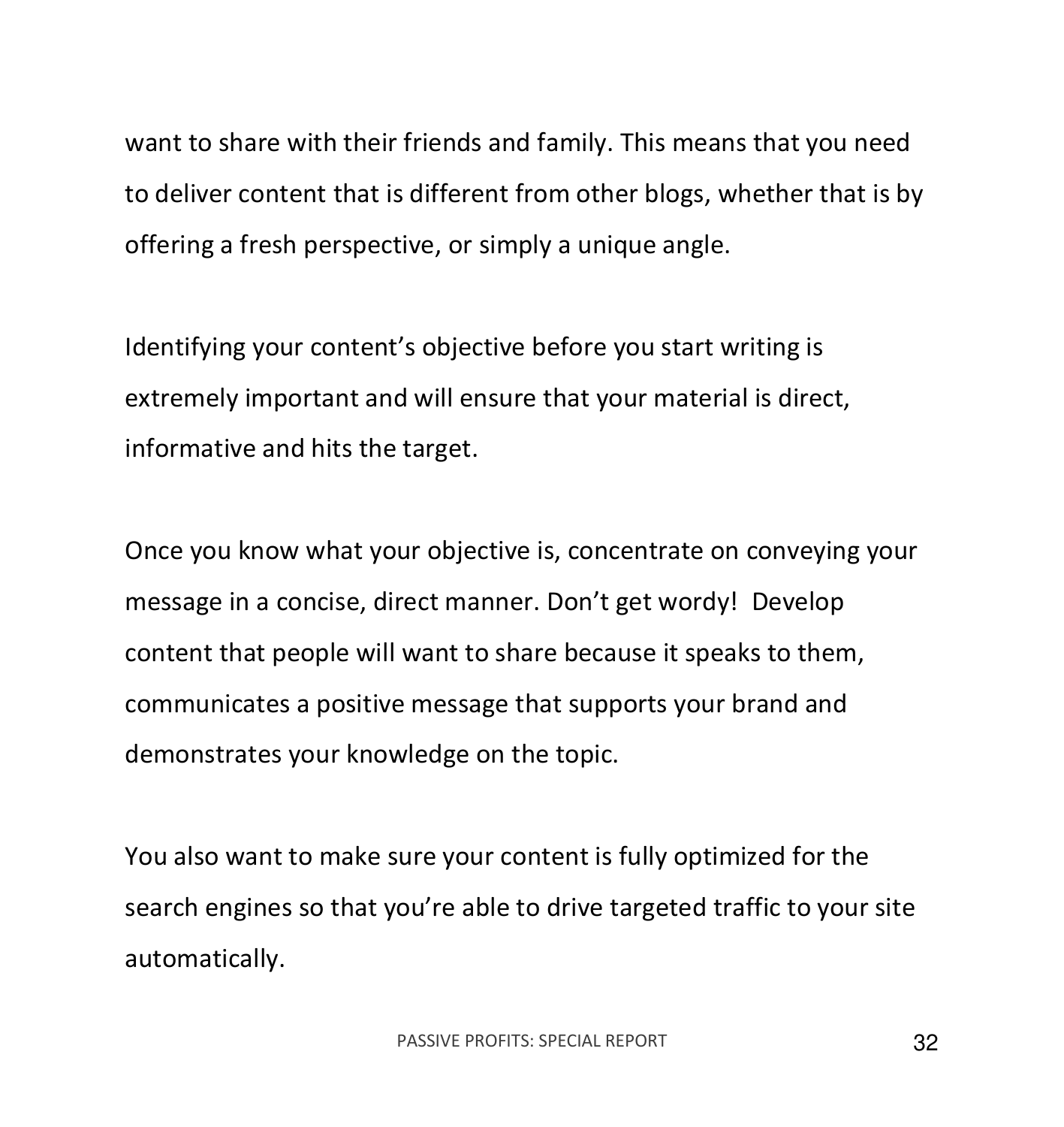want to share with their friends and family. This means that you need to deliver content that is different from other blogs, whether that is by offering a fresh perspective, or simply a unique angle.

Identifying your content's objective before you start writing is extremely important and will ensure that your material is direct, informative and hits the target.

Once you know what your objective is, concentrate on conveying your message in a concise, direct manner. Don't get wordy! Develop content that people will want to share because it speaks to them, communicates a positive message that supports your brand and demonstrates your knowledge on the topic.

You also want to make sure your content is fully optimized for the search engines so that you're able to drive targeted traffic to your site automatically.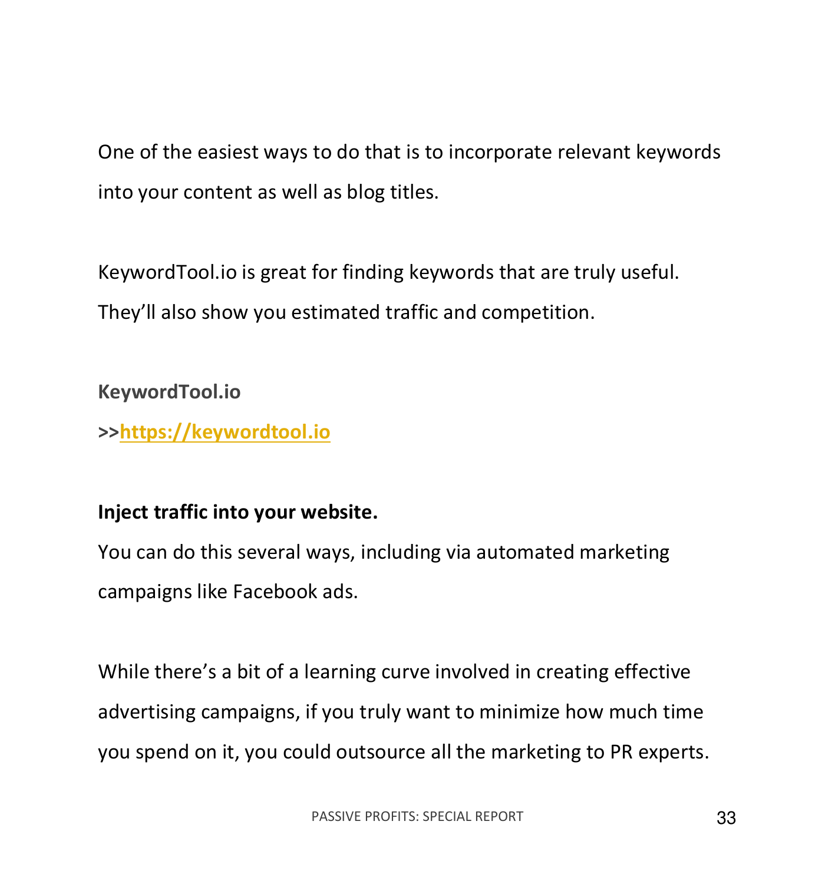One of the easiest ways to do that is to incorporate relevant keywords into your content as well as blog titles.

KeywordTool.io is great for finding keywords that are truly useful. They'll also show you estimated traffic and competition.

**KeywordTool.io**

**>>[https://keywordtool.io](https://keywordtool.io)**

**Inject traffic into your website.**

You can do this several ways, including via automated marketing campaigns like Facebook ads.

While there's a bit of a learning curve involved in creating effective advertising campaigns, if you truly want to minimize how much time you spend on it, you could outsource all the marketing to PR experts.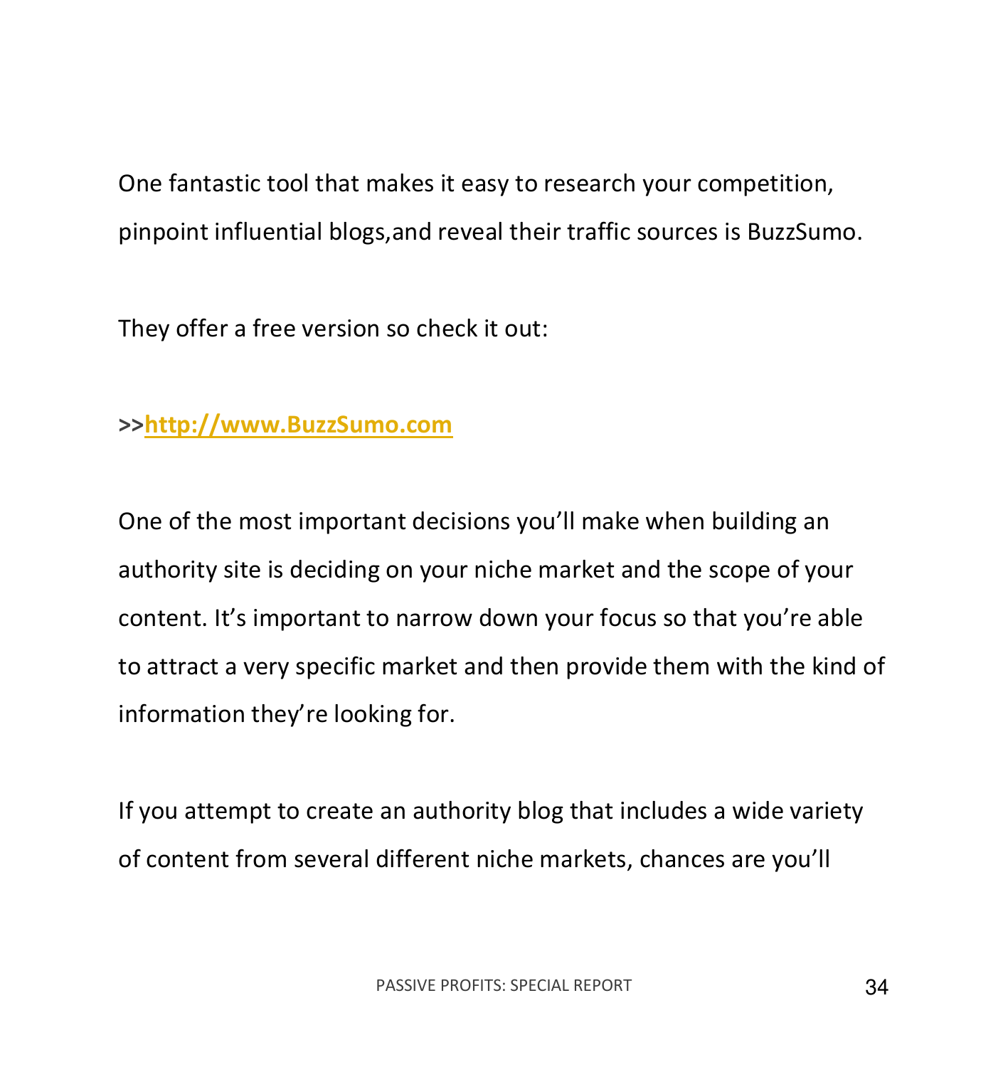One fantastic tool that makes it easy to research your competition, pinpoint influential blogs,and reveal their traffic sources is BuzzSumo.

They offer a free version so check it out:

**>>[http://www.BuzzSumo.com](http://www.BuzzSumo.com)**

One of the most important decisions you'll make when building an authority site is deciding on your niche market and the scope of your content. It's important to narrow down your focus so that you're able to attract a very specific market and then provide them with the kind of information they're looking for.

If you attempt to create an authority blog that includes a wide variety of content from several different niche markets, chances are you'll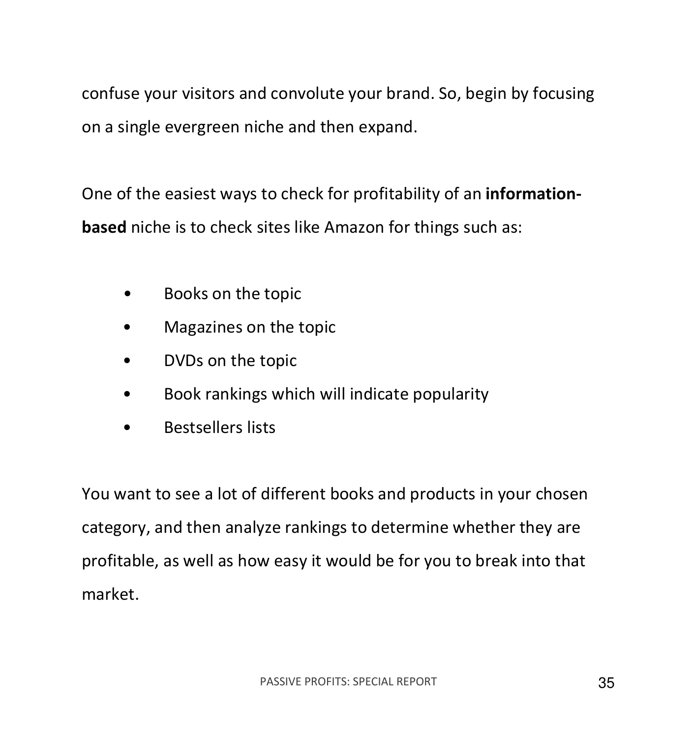confuse your visitors and convolute your brand. So, begin by focusing on a single evergreen niche and then expand.

One of the easiest ways to check for profitability of an **information-based** niche is to check sites like Amazon for things such as:

- Books on the topic
- Magazines on the topic
- DVDs on the topic
- Book rankings which will indicate popularity
- Bestsellers lists

You want to see a lot of different books and products in your chosen category, and then analyze rankings to determine whether they are profitable, as well as how easy it would be for you to break into that market.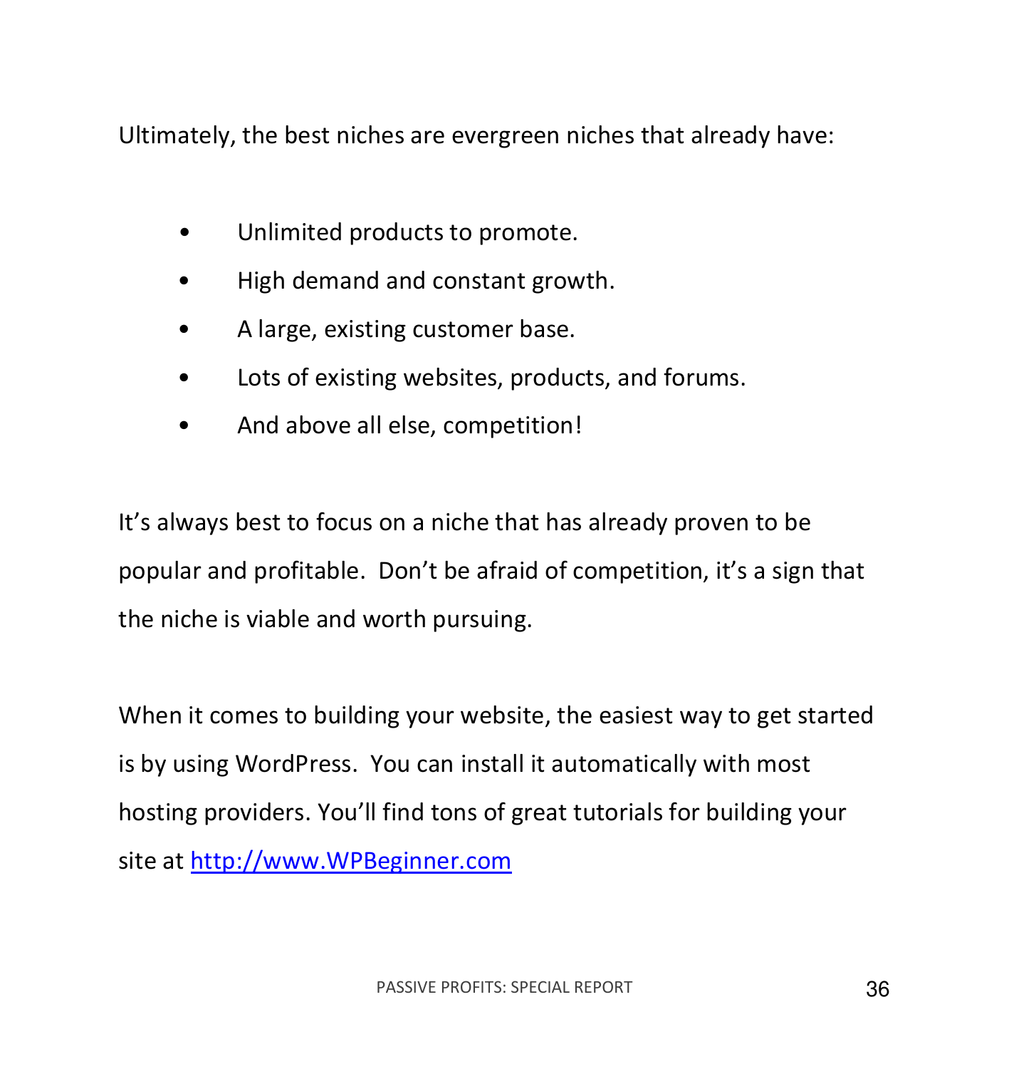Ultimately, the best niches are evergreen niches that already have:

- Unlimited products to promote.
- High demand and constant growth.
- A large, existing customer base.
- Lots of existing websites, products, and forums.
- And above all else, competition!

It's always best to focus on a niche that has already proven to be popular and profitable. Don't be afraid of competition, it's a sign that the niche is viable and worth pursuing.

When it comes to building your website, the easiest way to get started is by using WordPress. You can install it automatically with most hosting providers. You'll find tons of great tutorials for building your site at [http://www.WPBeginner.com](http://www.WPBeginner.com)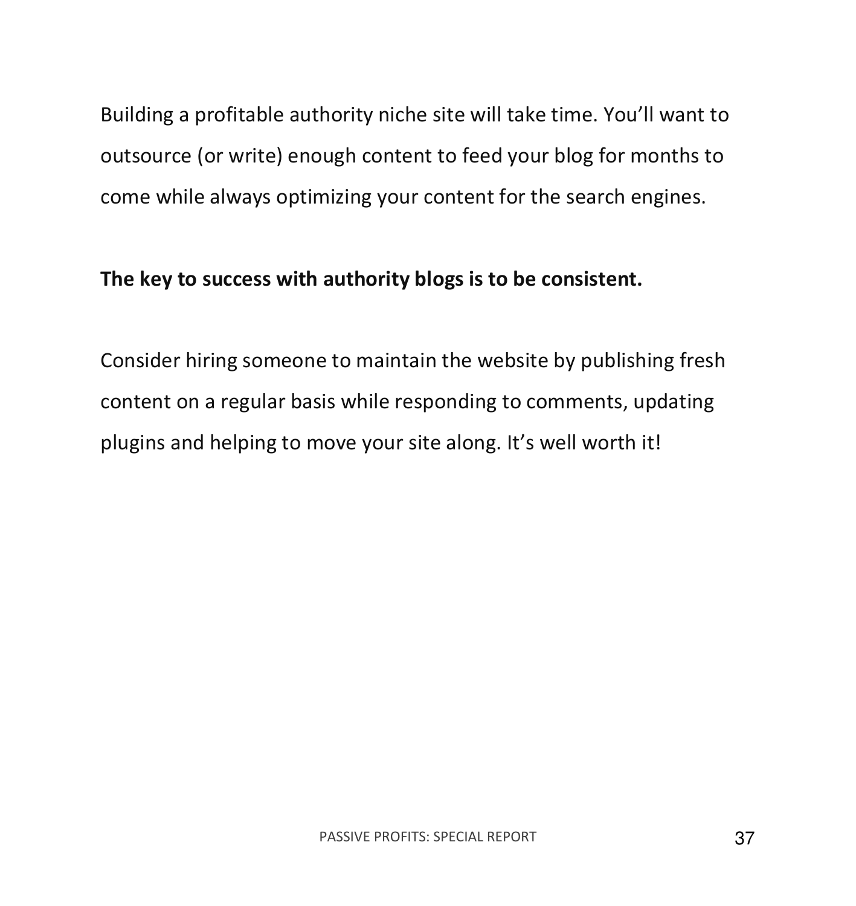Building a profitable authority niche site will take time. You'll want to outsource (or write) enough content to feed your blog for months to come while always optimizing your content for the search engines.

**The key to success with authority blogs is to be consistent.**

Consider hiring someone to maintain the website by publishing fresh content on a regular basis while responding to comments, updating plugins and helping to move your site along. It's well worth it!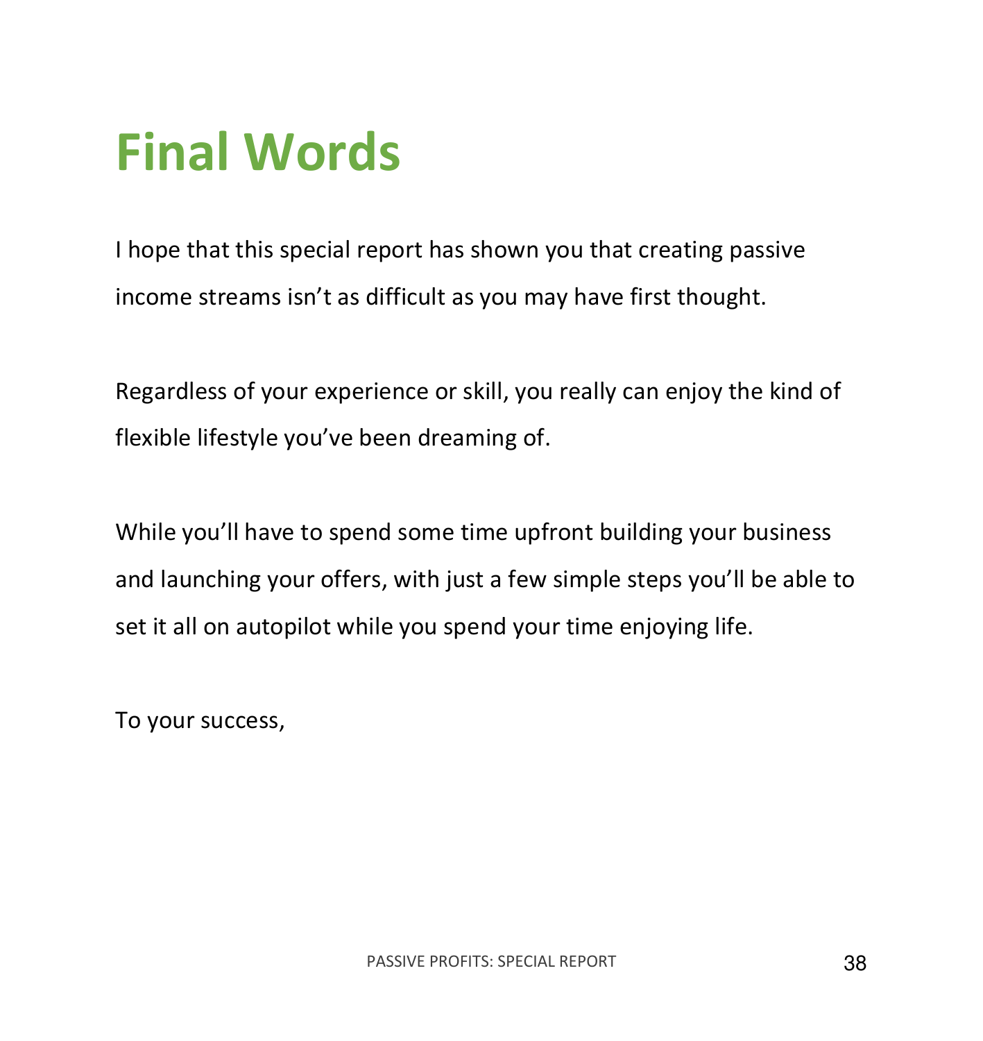# Final Words

I hope that this special report has shown you that creating passive income streams isn't as difficult as you may have first thought.

Regardless of your experience or skill, you really can enjoy the kind of flexible lifestyle you've been dreaming of.

While you'll have to spend some time upfront building your business and launching your offers, with just a few simple steps you'll be able to set it all on autopilot while you spend your time enjoying life.

To your success,